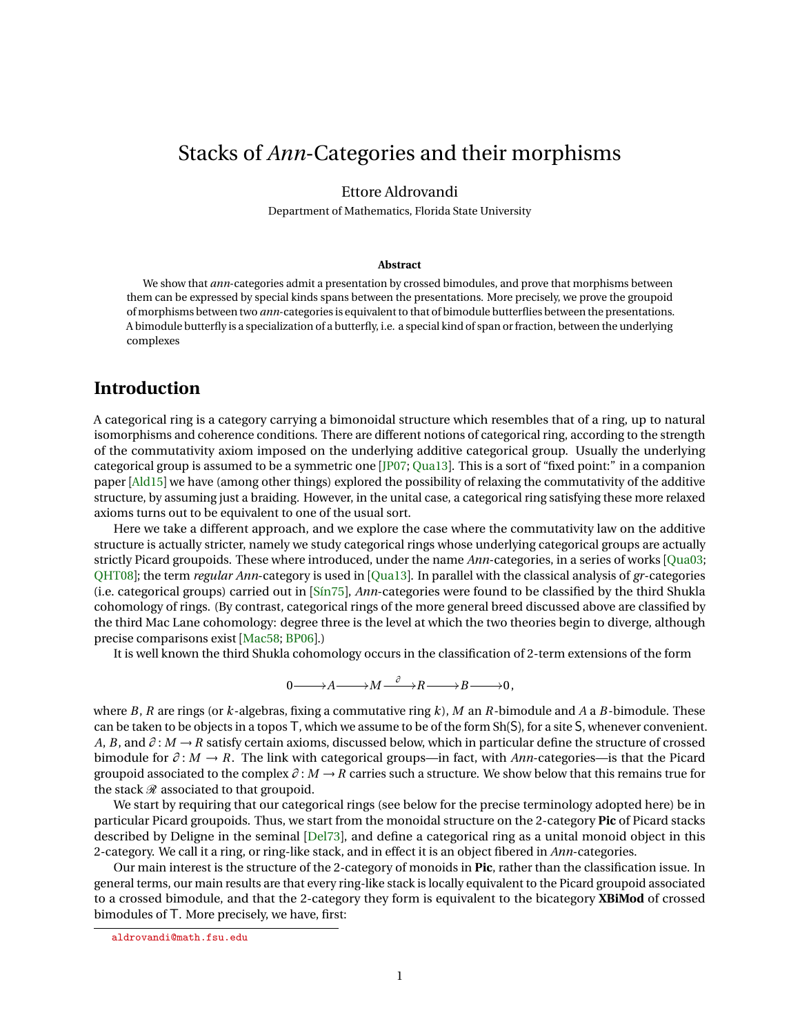# Stacks of *Ann*-Categories and their morphisms

Ettore Aldrovandi

Department of Mathematics, Florida State University

**Abstract**

We show that *ann*-categories admit a presentation by crossed bimodules, and prove that morphisms between them can be expressed by special kinds spans between the presentations. More precisely, we prove the groupoid of morphisms between two *ann*-categories is equivalent to that of bimodule butterflies between the presentations. A bimodule butterfly is a specialization of a butterfly, i.e. a special kind of span or fraction, between the underlying complexes

## Introduction

A categorical ring is a category carrying a bimonoidal structure which resembles that of a ring, up to natural isomorphisms and coherence conditions. There are different notions of categorical ring, according to the strength of the commutativity axiom imposed on the underlying additive categorical group. Usually the underlying categorical group is assumed to be a symmetric one [JP07; Qua13]. This is a sort of "fixed point:" in a companion paper [Ald15] we have (among other things) explored the possibility of relaxing the commutativity of the additive structure, by assuming just a braiding. However, in the unital case, a categorical ring satisfying these more relaxed axioms turns out to be equivalent to one of the usual sort.

Here we take a different approach, and we explore the case where the commutativity law on the additive structure is actually stricter, namely we study categorical rings whose underlying categorical groups are actually strictly Picard groupoids. These where introduced, under the name *Ann*-categories, in a series of works [Qua03; QHT08]; the term *regular Ann*-category is used in [Qua13]. In parallel with the classical analysis of *gr*-categories (i.e. categorical groups) carried out in [Sín75], *Ann*-categories were found to be classified by the third Shukla cohomology of rings. (By contrast, categorical rings of the more general breed discussed above are classified by the third Mac Lane cohomology: degree three is the level at which the two theories begin to diverge, although precise comparisons exist [Mac58; BP06].)

It is well known the third Shukla cohomology occurs in the classification of 2-term extensions of the form

$$0 \longrightarrow A \longrightarrow M \xrightarrow{\ \partial\ } R \longrightarrow B \longrightarrow 0,$$

where $B$, $R$ are rings (or $k$-algebras, fixing a commutative ring $k$), $M$ an $R$-bimodule and $A$ a $B$-bimodule. These can be taken to be objects in a topos $\mathsf{T}$, which we assume to be of the form $\mathrm{Sh}(\mathsf{S})$, for a site $\mathsf{S}$, whenever convenient. $A$, $B$, and $\partial\colon M \to R$ satisfy certain axioms, discussed below, which in particular define the structure of crossed bimodule for $\partial\colon M \to R$. The link with categorical groups—in fact, with *Ann*-categories—is that the Picard groupoid associated to the complex $\partial\colon M \to R$ carries such a structure. We show below that this remains true for the stack $\mathscr{R}$ associated to that groupoid.

We start by requiring that our categorical rings (see below for the precise terminology adopted here) be in particular Picard groupoids. Thus, we start from the monoidal structure on the 2-category **Pic** of Picard stacks described by Deligne in the seminal [Del73], and define a categorical ring as a unital monoid object in this 2-category. We call it a ring, or ring-like stack, and in effect it is an object fibered in *Ann*-categories.

Our main interest is the structure of the 2-category of monoids in **Pic**, rather than the classification issue. In general terms, our main results are that every ring-like stack is locally equivalent to the Picard groupoid associated to a crossed bimodule, and that the 2-category they form is equivalent to the bicategory **XBiMod** of crossed bimodules of $\mathsf{T}$. More precisely, we have, first:

aldrovandi@math.fsu.edu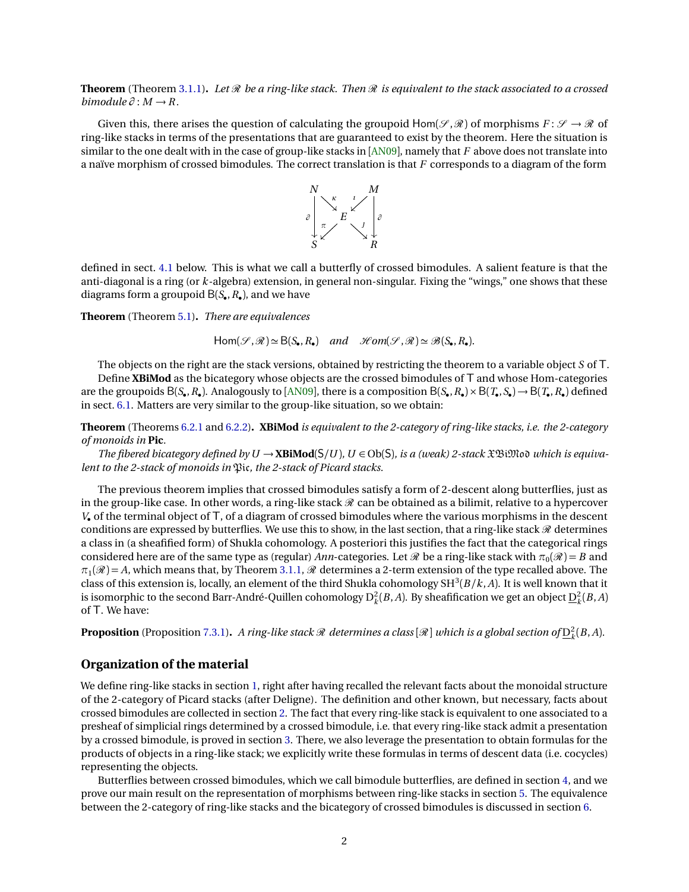**Theorem** (Theorem 3.1.1)**.** *Let $\mathscr{R}$ be a ring-like stack. Then $\mathscr{R}$ is equivalent to the stack associated to a crossed bimodule $\partial: M \to R$.*

Given this, there arises the question of calculating the groupoid $\mathsf{Hom}(\mathscr{S}, \mathscr{R})$ of morphisms $F: \mathscr{S} \to \mathscr{R}$ of ring-like stacks in terms of the presentations that are guaranteed to exist by the theorem. Here the situation is similar to the one dealt with in the case of group-like stacks in [AN09], namely that $F$ above does not translate into a naïve morphism of crossed bimodules. The correct translation is that $F$ corresponds to a diagram of the form

$$\begin{array}{ccccc} N & & & & M \\ & \searrow^{\kappa} & & \swarrow^{\imath} & \\ \partial\downarrow & & E & & \downarrow\partial \\ & \swarrow_{\pi} & & \searrow_{\jmath} & \\ S & & & & R \end{array}$$

defined in sect. 4.1 below. This is what we call a butterfly of crossed bimodules. A salient feature is that the anti-diagonal is a ring (or $k$-algebra) extension, in general non-singular. Fixing the "wings," one shows that these diagrams form a groupoid $\mathsf{B}(S_\bullet, R_\bullet)$, and we have

**Theorem** (Theorem 5.1)**.** *There are equivalences*

$$\mathsf{Hom}(\mathscr{S}, \mathscr{R}) \simeq \mathsf{B}(S_\bullet, R_\bullet) \quad \text{and} \quad \mathscr{H}om(\mathscr{S}, \mathscr{R}) \simeq \mathscr{B}(S_\bullet, R_\bullet).$$

The objects on the right are the stack versions, obtained by restricting the theorem to a variable object $S$ of $\mathsf{T}$.

Define **XBiMod** as the bicategory whose objects are the crossed bimodules of $\mathsf{T}$ and whose Hom-categories are the groupoids $\mathsf{B}(S_\bullet, R_\bullet)$. Analogously to [AN09], there is a composition $\mathsf{B}(S_\bullet, R_\bullet) \times \mathsf{B}(T_\bullet, S_\bullet) \to \mathsf{B}(T_\bullet, R_\bullet)$ defined in sect. 6.1. Matters are very similar to the group-like situation, so we obtain:

**Theorem** (Theorems 6.2.1 and 6.2.2)**.** ***XBiMod*** *is equivalent to the 2-category of ring-like stacks, i.e. the 2-category of monoids in* **Pic**.

*The fibered bicategory defined by $U \to$ **XBiMod**$(\mathsf{S}/U)$, $U \in \mathrm{Ob}(\mathsf{S})$, is a (weak) 2-stack $\mathfrak{XBiMod}$ which is equivalent to the 2-stack of monoids in $\mathfrak{Pic}$, the 2-stack of Picard stacks.*

The previous theorem implies that crossed bimodules satisfy a form of 2-descent along butterflies, just as in the group-like case. In other words, a ring-like stack $\mathscr{R}$ can be obtained as a bilimit, relative to a hypercover $V_\bullet$ of the terminal object of $\mathsf{T}$, of a diagram of crossed bimodules where the various morphisms in the descent conditions are expressed by butterflies. We use this to show, in the last section, that a ring-like stack $\mathscr{R}$ determines a class in (a sheafified form) of Shukla cohomology. A posteriori this justifies the fact that the categorical rings considered here are of the same type as (regular) *Ann*-categories. Let $\mathscr{R}$ be a ring-like stack with $\pi_0(\mathscr{R}) = B$ and $\pi_1(\mathscr{R}) = A$, which means that, by Theorem 3.1.1, $\mathscr{R}$ determines a 2-term extension of the type recalled above. The class of this extension is, locally, an element of the third Shukla cohomology $\mathrm{SH}^3(B/k, A)$. It is well known that it is isomorphic to the second Barr-André-Quillen cohomology $\mathrm{D}^2_k(B, A)$. By sheafification we get an object $\underline{\mathrm{D}}^2_k(B, A)$ of $\mathsf{T}$. We have:

**Proposition** (Proposition 7.3.1)**.** *A ring-like stack $\mathscr{R}$ determines a class $[\mathscr{R}]$ which is a global section of $\underline{\mathrm{D}}^2_k(B, A)$.*

## Organization of the material

We define ring-like stacks in section 1, right after having recalled the relevant facts about the monoidal structure of the 2-category of Picard stacks (after Deligne). The definition and other known, but necessary, facts about crossed bimodules are collected in section 2. The fact that every ring-like stack is equivalent to one associated to a presheaf of simplicial rings determined by a crossed bimodule, i.e. that every ring-like stack admit a presentation by a crossed bimodule, is proved in section 3. There, we also leverage the presentation to obtain formulas for the products of objects in a ring-like stack; we explicitly write these formulas in terms of descent data (i.e. cocycles) representing the objects.

Butterflies between crossed bimodules, which we call bimodule butterflies, are defined in section 4, and we prove our main result on the representation of morphisms between ring-like stacks in section 5. The equivalence between the 2-category of ring-like stacks and the bicategory of crossed bimodules is discussed in section 6.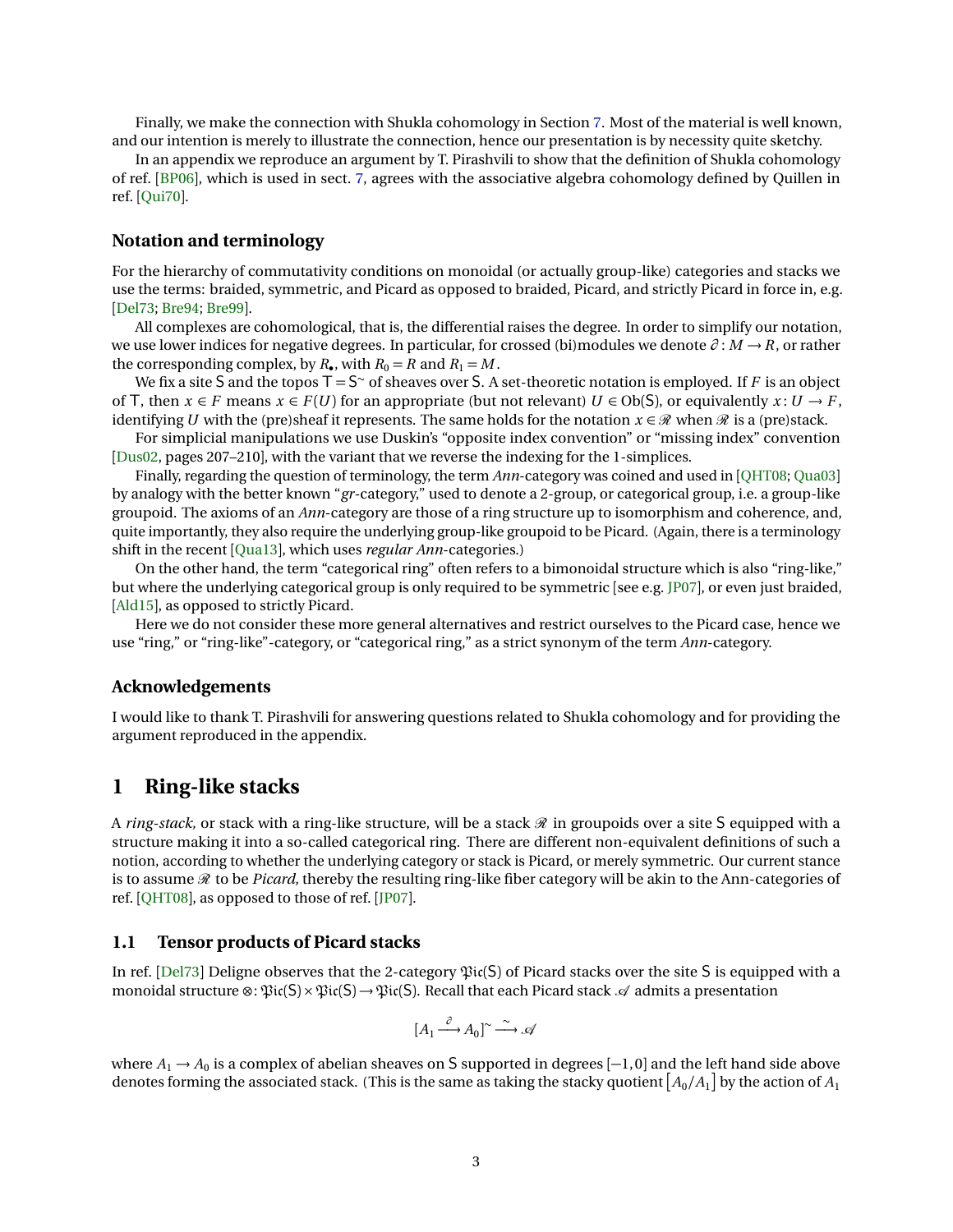Finally, we make the connection with Shukla cohomology in Section 7. Most of the material is well known, and our intention is merely to illustrate the connection, hence our presentation is by necessity quite sketchy.

In an appendix we reproduce an argument by T. Pirashvili to show that the definition of Shukla cohomology of ref. [BP06], which is used in sect. 7, agrees with the associative algebra cohomology defined by Quillen in ref. [Qui70].

### Notation and terminology

For the hierarchy of commutativity conditions on monoidal (or actually group-like) categories and stacks we use the terms: braided, symmetric, and Picard as opposed to braided, Picard, and strictly Picard in force in, e.g. [Del73; Bre94; Bre99].

All complexes are cohomological, that is, the differential raises the degree. In order to simplify our notation, we use lower indices for negative degrees. In particular, for crossed (bi)modules we denote $\partial \colon M \to R$, or rather the corresponding complex, by $R_\bullet$, with $R_0 = R$ and $R_1 = M$.

We fix a site $\mathsf{S}$ and the topos $\mathsf{T} = \mathsf{S}^\sim$ of sheaves over $\mathsf{S}$. A set-theoretic notation is employed. If $F$ is an object of $\mathsf{T}$, then $x \in F$ means $x \in F(U)$ for an appropriate (but not relevant) $U \in \mathrm{Ob}(\mathsf{S})$, or equivalently $x \colon U \to F$, identifying $U$ with the (pre)sheaf it represents. The same holds for the notation $x \in \mathscr{R}$ when $\mathscr{R}$ is a (pre)stack.

For simplicial manipulations we use Duskin's "opposite index convention" or "missing index" convention [Dus02, pages 207–210], with the variant that we reverse the indexing for the 1-simplices.

Finally, regarding the question of terminology, the term *Ann*-category was coined and used in [QHT08; Qua03] by analogy with the better known "*gr*-category," used to denote a 2-group, or categorical group, i.e. a group-like groupoid. The axioms of an *Ann*-category are those of a ring structure up to isomorphism and coherence, and, quite importantly, they also require the underlying group-like groupoid to be Picard. (Again, there is a terminology shift in the recent [Qua13], which uses *regular Ann*-categories.)

On the other hand, the term "categorical ring" often refers to a bimonoidal structure which is also "ring-like," but where the underlying categorical group is only required to be symmetric [see e.g. JP07], or even just braided, [Ald15], as opposed to strictly Picard.

Here we do not consider these more general alternatives and restrict ourselves to the Picard case, hence we use "ring," or "ring-like"-category, or "categorical ring," as a strict synonym of the term *Ann*-category.

### Acknowledgements

I would like to thank T. Pirashvili for answering questions related to Shukla cohomology and for providing the argument reproduced in the appendix.

# 1 Ring-like stacks

A *ring-stack,* or stack with a ring-like structure, will be a stack $\mathscr{R}$ in groupoids over a site $\mathsf{S}$ equipped with a structure making it into a so-called categorical ring. There are different non-equivalent definitions of such a notion, according to whether the underlying category or stack is Picard, or merely symmetric. Our current stance is to assume $\mathscr{R}$ to be *Picard,* thereby the resulting ring-like fiber category will be akin to the Ann-categories of ref. [QHT08], as opposed to those of ref. [JP07].

## 1.1 Tensor products of Picard stacks

In ref. [Del73] Deligne observes that the 2-category $\mathfrak{Pic}(\mathsf{S})$ of Picard stacks over the site $\mathsf{S}$ is equipped with a monoidal structure $\otimes \colon \mathfrak{Pic}(\mathsf{S}) \times \mathfrak{Pic}(\mathsf{S}) \to \mathfrak{Pic}(\mathsf{S})$. Recall that each Picard stack $\mathscr{A}$ admits a presentation

$$[A_1 \xrightarrow{\partial} A_0]^\sim \xrightarrow{\sim} \mathscr{A}$$

where $A_1 \to A_0$ is a complex of abelian sheaves on $\mathsf{S}$ supported in degrees $[-1, 0]$ and the left hand side above denotes forming the associated stack. (This is the same as taking the stacky quotient $\left[A_0/A_1\right]$ by the action of $A_1$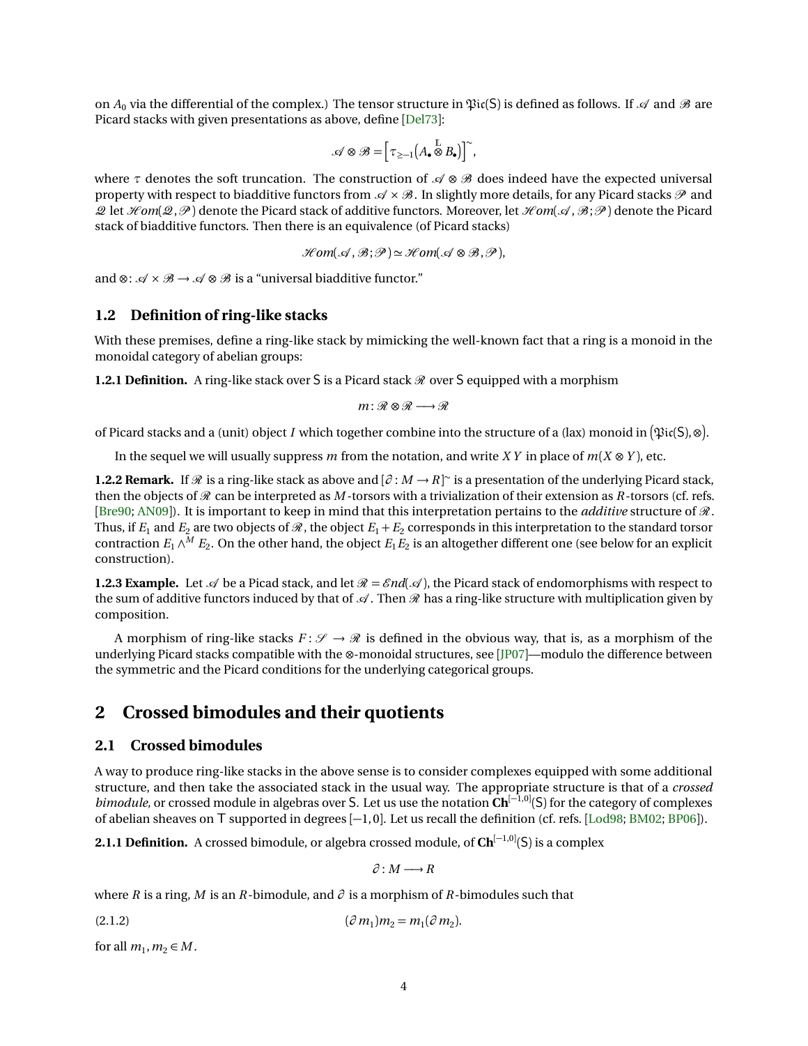on $A_0$ via the differential of the complex.) The tensor structure in $\mathfrak{Pic}(\mathsf{S})$ is defined as follows. If $\mathscr{A}$ and $\mathscr{B}$ are Picard stacks with given presentations as above, define [Del73]:

$$\mathscr{A} \otimes \mathscr{B} = \Big[ \tau_{\geq -1}\big(A_\bullet \overset{\mathbb{L}}{\otimes} B_\bullet\big)\Big]^\sim,$$

where $\tau$ denotes the soft truncation. The construction of $\mathscr{A} \otimes \mathscr{B}$ does indeed have the expected universal property with respect to biadditive functors from $\mathscr{A} \times \mathscr{B}$. In slightly more details, for any Picard stacks $\mathscr{P}$ and $\mathscr{Q}$ let $\mathscr{H}om(\mathscr{Q}, \mathscr{P})$ denote the Picard stack of additive functors. Moreover, let $\mathscr{H}om(\mathscr{A}, \mathscr{B}; \mathscr{P})$ denote the Picard stack of biadditive functors. Then there is an equivalence (of Picard stacks)

$$\mathscr{H}om(\mathscr{A}, \mathscr{B}; \mathscr{P}) \simeq \mathscr{H}om(\mathscr{A} \otimes \mathscr{B}, \mathscr{P}),$$

and $\otimes \colon \mathscr{A} \times \mathscr{B} \to \mathscr{A} \otimes \mathscr{B}$ is a "universal biadditive functor."

### 1.2 Definition of ring-like stacks

With these premises, define a ring-like stack by mimicking the well-known fact that a ring is a monoid in the monoidal category of abelian groups:

**1.2.1 Definition.** A ring-like stack over $\mathsf{S}$ is a Picard stack $\mathscr{R}$ over $\mathsf{S}$ equipped with a morphism

$$m \colon \mathscr{R} \otimes \mathscr{R} \longrightarrow \mathscr{R}$$

of Picard stacks and a (unit) object $I$ which together combine into the structure of a (lax) monoid in $\big(\mathfrak{Pic}(\mathsf{S}), \otimes\big)$.

In the sequel we will usually suppress $m$ from the notation, and write $XY$ in place of $m(X \otimes Y)$, etc.

**1.2.2 Remark.** If $\mathscr{R}$ is a ring-like stack as above and $[\partial \colon M \to R]^\sim$ is a presentation of the underlying Picard stack, then the objects of $\mathscr{R}$ can be interpreted as $M$-torsors with a trivialization of their extension as $R$-torsors (cf. refs. [Bre90; AN09]). It is important to keep in mind that this interpretation pertains to the *additive* structure of $\mathscr{R}$. Thus, if $E_1$ and $E_2$ are two objects of $\mathscr{R}$, the object $E_1 + E_2$ corresponds in this interpretation to the standard torsor contraction $E_1 \wedge^M E_2$. On the other hand, the object $E_1 E_2$ is an altogether different one (see below for an explicit construction).

**1.2.3 Example.** Let $\mathscr{A}$ be a Picad stack, and let $\mathscr{R} = \mathscr{E}nd(\mathscr{A})$, the Picard stack of endomorphisms with respect to the sum of additive functors induced by that of $\mathscr{A}$. Then $\mathscr{R}$ has a ring-like structure with multiplication given by composition.

A morphism of ring-like stacks $F \colon \mathscr{S} \to \mathscr{R}$ is defined in the obvious way, that is, as a morphism of the underlying Picard stacks compatible with the $\otimes$-monoidal structures, see [JP07]—modulo the difference between the symmetric and the Picard conditions for the underlying categorical groups.

## 2 Crossed bimodules and their quotients

### 2.1 Crossed bimodules

A way to produce ring-like stacks in the above sense is to consider complexes equipped with some additional structure, and then take the associated stack in the usual way. The appropriate structure is that of a *crossed bimodule,* or crossed module in algebras over $\mathsf{S}$. Let us use the notation $\mathbf{Ch}^{[-1,0]}(\mathsf{S})$ for the category of complexes of abelian sheaves on $\mathsf{T}$ supported in degrees $[-1, 0]$. Let us recall the definition (cf. refs. [Lod98; BM02; BP06]).

**2.1.1 Definition.** A crossed bimodule, or algebra crossed module, of $\mathbf{Ch}^{[-1,0]}(\mathsf{S})$ is a complex

$$\partial \colon M \longrightarrow R$$

where $R$ is a ring, $M$ is an $R$-bimodule, and $\partial$ is a morphism of $R$-bimodules such that

$$(\partial m_1) m_2 = m_1 (\partial m_2). \tag{2.1.2}$$

for all $m_1, m_2 \in M$.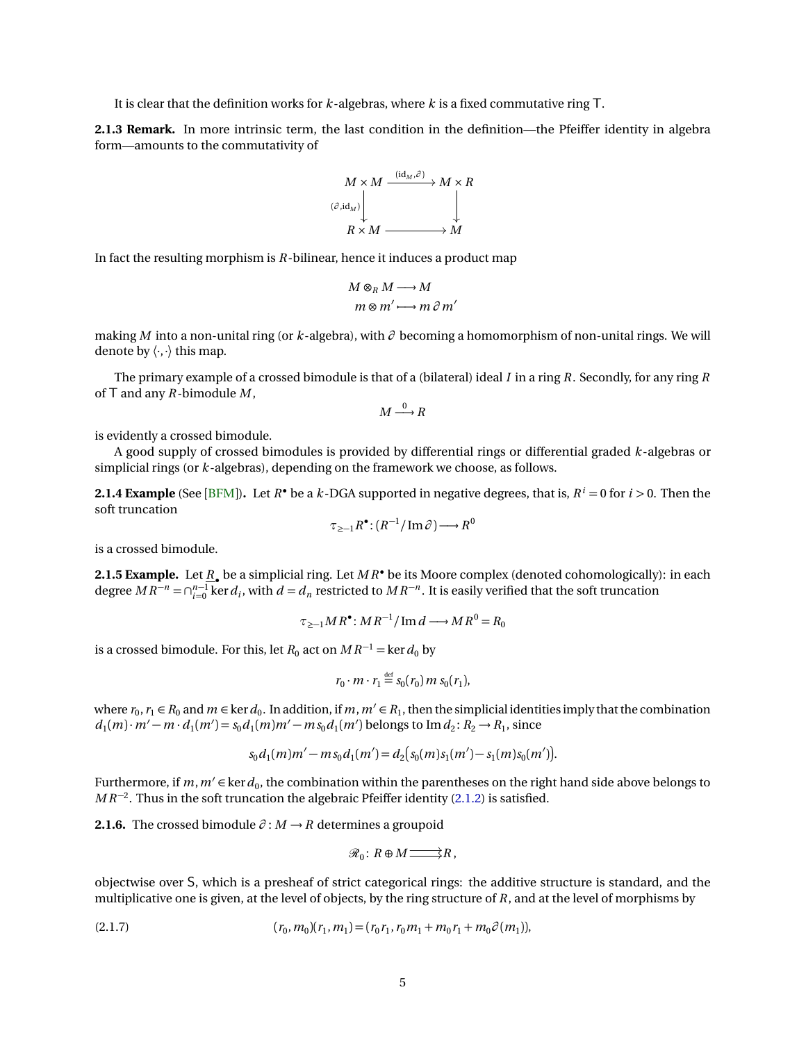It is clear that the definition works for $k$-algebras, where $k$ is a fixed commutative ring $\mathsf{T}$.

**2.1.3 Remark.** In more intrinsic term, the last condition in the definition—the Pfeiffer identity in algebra form—amounts to the commutativity of

$$\begin{array}{ccc} M\times M & \xrightarrow{(\mathrm{id}_M,\partial)} & M\times R \\ {\scriptstyle(\partial,\mathrm{id}_M)}\downarrow & & \downarrow \\ R\times M & \longrightarrow & M \end{array}$$

In fact the resulting morphism is $R$-bilinear, hence it induces a product map

$$\begin{aligned} M\otimes_R M &\longrightarrow M \\ m\otimes m' &\longmapsto m\,\partial m' \end{aligned}$$

making $M$ into a non-unital ring (or $k$-algebra), with $\partial$ becoming a homomorphism of non-unital rings. We will denote by $\langle\cdot,\cdot\rangle$ this map.

The primary example of a crossed bimodule is that of a (bilateral) ideal $I$ in a ring $R$. Secondly, for any ring $R$ of $\mathsf{T}$ and any $R$-bimodule $M$,

$$M \xrightarrow{0} R$$

is evidently a crossed bimodule.

A good supply of crossed bimodules is provided by differential rings or differential graded $k$-algebras or simplicial rings (or $k$-algebras), depending on the framework we choose, as follows.

**2.1.4 Example** (See [BFM])**.** Let $R^\bullet$ be a $k$-DGA supported in negative degrees, that is, $R^i = 0$ for $i > 0$. Then the soft truncation

$$\tau_{\geq -1}R^\bullet \colon (R^{-1}/\operatorname{Im}\partial) \longrightarrow R^0$$

is a crossed bimodule.

**2.1.5 Example.** Let $\underline{R}_\bullet$ be a simplicial ring. Let $MR^\bullet$ be its Moore complex (denoted cohomologically): in each degree $MR^{-n} = \cap_{i=0}^{n-1}\ker d_i$, with $d = d_n$ restricted to $MR^{-n}$. It is easily verified that the soft truncation

$$\tau_{\geq -1}MR^\bullet \colon MR^{-1}/\operatorname{Im} d \longrightarrow MR^0 = R_0$$

is a crossed bimodule. For this, let $R_0$ act on $MR^{-1} = \ker d_0$ by

$$r_0\cdot m\cdot r_1 \overset{\text{def}}{=} s_0(r_0)\, m\, s_0(r_1),$$

where $r_0, r_1 \in R_0$ and $m \in \ker d_0$. In addition, if $m, m' \in R_1$, then the simplicial identities imply that the combination $d_1(m)\cdot m' - m\cdot d_1(m') = s_0 d_1(m) m' - m\, s_0 d_1(m')$ belongs to $\operatorname{Im} d_2\colon R_2 \to R_1$, since

$$s_0 d_1(m) m' - m\, s_0 d_1(m') = d_2\big(s_0(m)s_1(m') - s_1(m)s_0(m')\big).$$

Furthermore, if $m, m' \in \ker d_0$, the combination within the parentheses on the right hand side above belongs to $MR^{-2}$. Thus in the soft truncation the algebraic Pfeiffer identity (2.1.2) is satisfied.

**2.1.6.** The crossed bimodule $\partial\colon M \to R$ determines a groupoid

$$\mathscr{R}_0\colon\ R\oplus M \rightrightarrows R\,,$$

objectwise over $\mathsf{S}$, which is a presheaf of strict categorical rings: the additive structure is standard, and the multiplicative one is given, at the level of objects, by the ring structure of $R$, and at the level of morphisms by

$$(r_0, m_0)(r_1, m_1) = (r_0 r_1, r_0 m_1 + m_0 r_1 + m_0\partial(m_1)), \tag{2.1.7}$$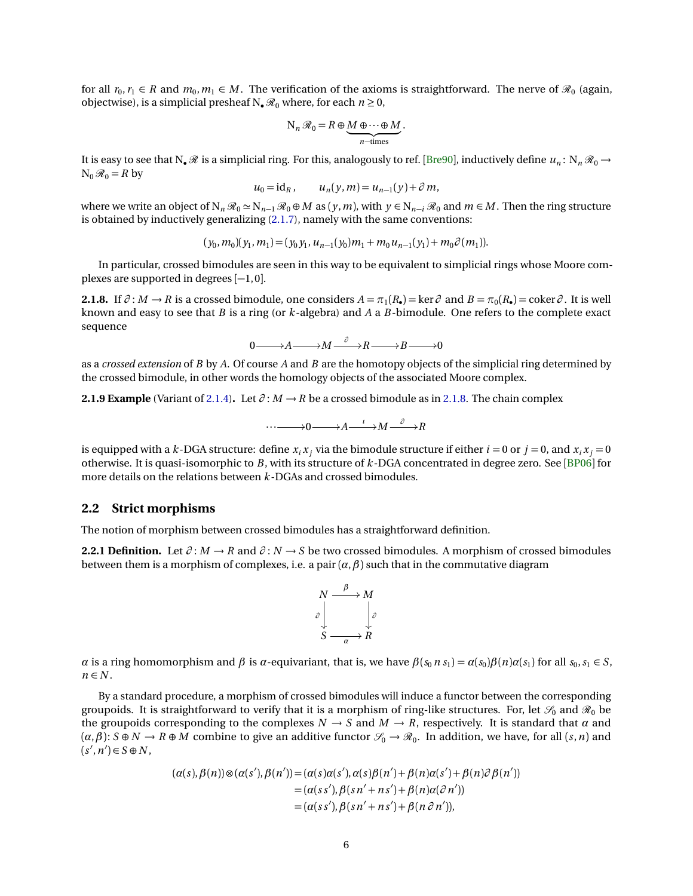for all $r_0, r_1 \in R$ and $m_0, m_1 \in M$. The verification of the axioms is straightforward. The nerve of $\mathscr{R}_0$ (again, objectwise), is a simplicial presheaf $\mathrm{N}_\bullet \mathscr{R}_0$ where, for each $n \geq 0$,

$$\mathrm{N}_n \mathscr{R}_0 = R \oplus \underbrace{M \oplus \cdots \oplus M}_{n\text{-times}}.$$

It is easy to see that $\mathrm{N}_\bullet \mathscr{R}$ is a simplicial ring. For this, analogously to ref. [Bre90], inductively define $u_n \colon \mathrm{N}_n \mathscr{R}_0 \to \mathrm{N}_0 \mathscr{R}_0 = R$ by

$$u_0 = \mathrm{id}_R, \qquad u_n(y, m) = u_{n-1}(y) + \partial m,$$

where we write an object of $\mathrm{N}_n \mathscr{R}_0 \simeq \mathrm{N}_{n-1} \mathscr{R}_0 \oplus M$ as $(y, m)$, with $y \in \mathrm{N}_{n-i} \mathscr{R}_0$ and $m \in M$. Then the ring structure is obtained by inductively generalizing (2.1.7), namely with the same conventions:

$$(y_0, m_0)(y_1, m_1) = (y_0 y_1, u_{n-1}(y_0) m_1 + m_0 u_{n-1}(y_1) + m_0 \partial(m_1)).$$

In particular, crossed bimodules are seen in this way to be equivalent to simplicial rings whose Moore complexes are supported in degrees $[-1, 0]$.

**2.1.8.** If $\partial \colon M \to R$ is a crossed bimodule, one considers $A = \pi_1(R_\bullet) = \ker \partial$ and $B = \pi_0(R_\bullet) = \operatorname{coker} \partial$. It is well known and easy to see that $B$ is a ring (or $k$-algebra) and $A$ a $B$-bimodule. One refers to the complete exact sequence

$$0 \longrightarrow A \longrightarrow M \xrightarrow{\ \partial\ } R \longrightarrow B \longrightarrow 0$$

as a *crossed extension* of $B$ by $A$. Of course $A$ and $B$ are the homotopy objects of the simplicial ring determined by the crossed bimodule, in other words the homology objects of the associated Moore complex.

**2.1.9 Example** (Variant of 2.1.4)**.** Let $\partial \colon M \to R$ be a crossed bimodule as in 2.1.8. The chain complex

$$\cdots \longrightarrow 0 \longrightarrow A \xrightarrow{\ \iota\ } M \xrightarrow{\ \partial\ } R$$

is equipped with a $k$-DGA structure: define $x_i x_j$ via the bimodule structure if either $i = 0$ or $j = 0$, and $x_i x_j = 0$ otherwise. It is quasi-isomorphic to $B$, with its structure of $k$-DGA concentrated in degree zero. See [BP06] for more details on the relations between $k$-DGAs and crossed bimodules.

## 2.2 Strict morphisms

The notion of morphism between crossed bimodules has a straightforward definition.

**2.2.1 Definition.** Let $\partial \colon M \to R$ and $\partial \colon N \to S$ be two crossed bimodules. A morphism of crossed bimodules between them is a morphism of complexes, i.e. a pair $(\alpha, \beta)$ such that in the commutative diagram

$$\begin{array}{ccc} N & \xrightarrow{\ \beta\ } & M \\ {\scriptstyle\partial}\downarrow & & \downarrow{\scriptstyle\partial} \\ S & \xrightarrow[\ \alpha\ ]{} & R \end{array}$$

$\alpha$ is a ring homomorphism and $\beta$ is $\alpha$-equivariant, that is, we have $\beta(s_0\, n\, s_1) = \alpha(s_0)\beta(n)\alpha(s_1)$ for all $s_0, s_1 \in S$, $n \in N$.

By a standard procedure, a morphism of crossed bimodules will induce a functor between the corresponding groupoids. It is straightforward to verify that it is a morphism of ring-like structures. For, let $\mathscr{S}_0$ and $\mathscr{R}_0$ be the groupoids corresponding to the complexes $N \to S$ and $M \to R$, respectively. It is standard that $\alpha$ and $(\alpha, \beta) \colon S \oplus N \to R \oplus M$ combine to give an additive functor $\mathscr{S}_0 \to \mathscr{R}_0$. In addition, we have, for all $(s, n)$ and $(s', n') \in S \oplus N$,

$$\begin{aligned}
(\alpha(s), \beta(n)) \otimes (\alpha(s'), \beta(n')) &= (\alpha(s)\alpha(s'), \alpha(s)\beta(n') + \beta(n)\alpha(s') + \beta(n)\partial\beta(n')) \\
&= (\alpha(s s'), \beta(s n' + n s') + \beta(n)\alpha(\partial n')) \\
&= (\alpha(s s'), \beta(s n' + n s') + \beta(n\, \partial n')),
\end{aligned}$$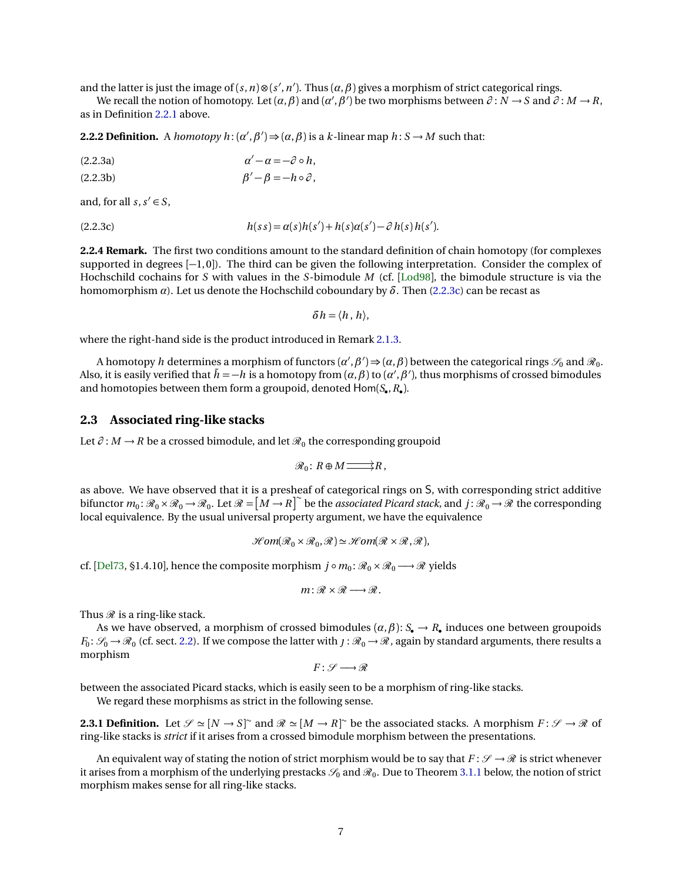and the latter is just the image of $(s, n) \otimes (s', n')$. Thus $(\alpha, \beta)$ gives a morphism of strict categorical rings.

We recall the notion of homotopy. Let $(\alpha, \beta)$ and $(\alpha', \beta')$ be two morphisms between $\partial \colon N \to S$ and $\partial \colon M \to R$, as in Definition 2.2.1 above.

**2.2.2 Definition.** A *homotopy* $h \colon (\alpha', \beta') \Rightarrow (\alpha, \beta)$ is a $k$-linear map $h \colon S \to M$ such that:

$$\alpha' - \alpha = -\partial \circ h, \tag{2.2.3a}$$

$$\beta' - \beta = -h \circ \partial, \tag{2.2.3b}$$

and, for all $s, s' \in S$,

$$h(ss) = \alpha(s) h(s') + h(s) \alpha(s') - \partial\, h(s)\, h(s'). \tag{2.2.3c}$$

**2.2.4 Remark.** The first two conditions amount to the standard definition of chain homotopy (for complexes supported in degrees $[-1, 0]$). The third can be given the following interpretation. Consider the complex of Hochschild cochains for $S$ with values in the $S$-bimodule $M$ (cf. [Lod98], the bimodule structure is via the homomorphism $\alpha$). Let us denote the Hochschild coboundary by $\delta$. Then (2.2.3c) can be recast as

$$\delta h = \langle h\,,\, h \rangle,$$

where the right-hand side is the product introduced in Remark 2.1.3.

A homotopy $h$ determines a morphism of functors $(\alpha', \beta') \Rightarrow (\alpha, \beta)$ between the categorical rings $\mathscr{S}_0$ and $\mathscr{R}_0$. Also, it is easily verified that $\tilde{h} = -h$ is a homotopy from $(\alpha, \beta)$ to $(\alpha', \beta')$, thus morphisms of crossed bimodules and homotopies between them form a groupoid, denoted $\mathsf{Hom}(S_\bullet, R_\bullet)$.

## 2.3 Associated ring-like stacks

Let $\partial \colon M \to R$ be a crossed bimodule, and let $\mathscr{R}_0$ the corresponding groupoid

$$\mathscr{R}_0 \colon R \oplus M \rightrightarrows R\,,$$

as above. We have observed that it is a presheaf of categorical rings on $\mathsf{S}$, with corresponding strict additive bifunctor $m_0 \colon \mathscr{R}_0 \times \mathscr{R}_0 \to \mathscr{R}_0$. Let $\mathscr{R} = \big[M \to R\big]^{\sim}$ be the *associated Picard stack*, and $j \colon \mathscr{R}_0 \to \mathscr{R}$ the corresponding local equivalence. By the usual universal property argument, we have the equivalence

$$\mathscr{H}om(\mathscr{R}_0 \times \mathscr{R}_0, \mathscr{R}) \simeq \mathscr{H}om(\mathscr{R} \times \mathscr{R}, \mathscr{R}),$$

cf. [Del73, §1.4.10], hence the composite morphism $j \circ m_0 \colon \mathscr{R}_0 \times \mathscr{R}_0 \longrightarrow \mathscr{R}$ yields

$$m \colon \mathscr{R} \times \mathscr{R} \longrightarrow \mathscr{R}.$$

Thus $\mathscr{R}$ is a ring-like stack.

As we have observed, a morphism of crossed bimodules $(\alpha, \beta) \colon S_\bullet \to R_\bullet$ induces one between groupoids $F_0 \colon \mathscr{S}_0 \to \mathscr{R}_0$ (cf. sect. 2.2). If we compose the latter with $\jmath \colon \mathscr{R}_0 \to \mathscr{R}$, again by standard arguments, there results a morphism

$$F \colon \mathscr{S} \longrightarrow \mathscr{R}$$

between the associated Picard stacks, which is easily seen to be a morphism of ring-like stacks.

We regard these morphisms as strict in the following sense.

**2.3.1 Definition.** Let $\mathscr{S} \simeq [N \to S]^{\sim}$ and $\mathscr{R} \simeq [M \to R]^{\sim}$ be the associated stacks. A morphism $F \colon \mathscr{S} \to \mathscr{R}$ of ring-like stacks is *strict* if it arises from a crossed bimodule morphism between the presentations.

An equivalent way of stating the notion of strict morphism would be to say that $F \colon \mathscr{S} \to \mathscr{R}$ is strict whenever it arises from a morphism of the underlying prestacks $\mathscr{S}_0$ and $\mathscr{R}_0$. Due to Theorem 3.1.1 below, the notion of strict morphism makes sense for all ring-like stacks.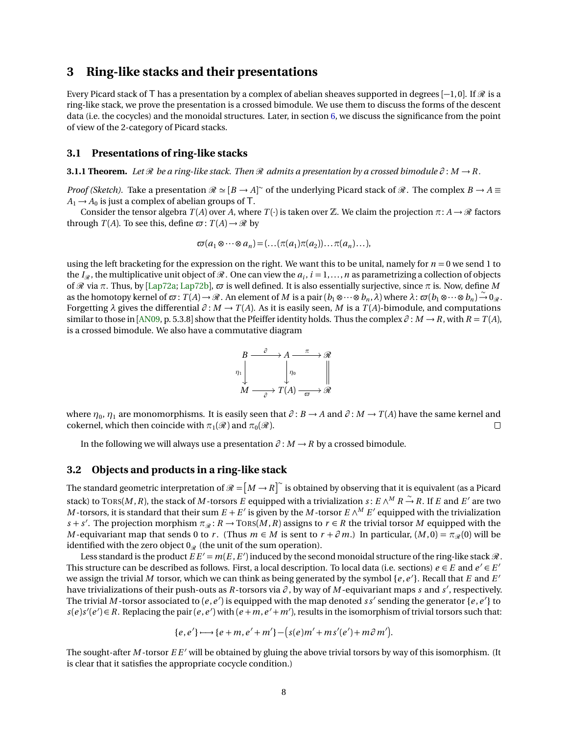# 3 Ring-like stacks and their presentations

Every Picard stack of $\mathsf{T}$ has a presentation by a complex of abelian sheaves supported in degrees $[-1,0]$. If $\mathscr{R}$ is a ring-like stack, we prove the presentation is a crossed bimodule. We use them to discuss the forms of the descent data (i.e. the cocycles) and the monoidal structures. Later, in section 6, we discuss the significance from the point of view of the 2-category of Picard stacks.

## 3.1 Presentations of ring-like stacks

**3.1.1 Theorem.** *Let $\mathscr{R}$ be a ring-like stack. Then $\mathscr{R}$ admits a presentation by a crossed bimodule $\partial\colon M \to R$.*

*Proof (Sketch).* Take a presentation $\mathscr{R} \simeq [B \to A]^{\sim}$ of the underlying Picard stack of $\mathscr{R}$. The complex $B \to A \equiv A_1 \to A_0$ is just a complex of abelian groups of $\mathsf{T}$.

Consider the tensor algebra $T(A)$ over $A$, where $T(\cdot)$ is taken over $\mathbb{Z}$. We claim the projection $\pi\colon A \to \mathscr{R}$ factors through $T(A)$. To see this, define $\varpi\colon T(A) \to \mathscr{R}$ by

$$\varpi(a_1 \otimes \cdots \otimes a_n) = (\dots(\pi(a_1)\pi(a_2))\dots\pi(a_n)\dots),$$

using the left bracketing for the expression on the right. We want this to be unital, namely for $n=0$ we send 1 to the $I_{\mathscr{R}}$, the multiplicative unit object of $\mathscr{R}$. One can view the $a_i$, $i=1,\dots,n$ as parametrizing a collection of objects of $\mathscr{R}$ via $\pi$. Thus, by [Lap72a; Lap72b], $\varpi$ is well defined. It is also essentially surjective, since $\pi$ is. Now, define $M$ as the homotopy kernel of $\varpi\colon T(A) \to \mathscr{R}$. An element of $M$ is a pair $(b_1 \otimes \cdots \otimes b_n, \lambda)$ where $\lambda\colon \varpi(b_1 \otimes \cdots \otimes b_n) \xrightarrow{\sim} 0_{\mathscr{R}}$. Forgetting $\lambda$ gives the differential $\partial\colon M \to T(A)$. As it is easily seen, $M$ is a $T(A)$-bimodule, and computations similar to those in [AN09, p. 5.3.8] show that the Pfeiffer identity holds. Thus the complex $\partial\colon M \to R$, with $R = T(A)$, is a crossed bimodule. We also have a commutative diagram

$$\begin{array}{ccccc}
B & \xrightarrow{\partial} & A & \xrightarrow{\pi} & \mathscr{R} \\
\downarrow{\scriptstyle \eta_1} & & \downarrow{\scriptstyle \eta_0} & & \| \\
M & \xrightarrow[\partial]{} & T(A) & \xrightarrow[\varpi]{} & \mathscr{R}
\end{array}$$

where $\eta_0$, $\eta_1$ are monomorphisms. It is easily seen that $\partial\colon B \to A$ and $\partial\colon M \to T(A)$ have the same kernel and cokernel, which then coincide with $\pi_1(\mathscr{R})$ and $\pi_0(\mathscr{R})$. $\square$

In the following we will always use a presentation $\partial\colon M \to R$ by a crossed bimodule.

## 3.2 Objects and products in a ring-like stack

The standard geometric interpretation of $\mathscr{R} = \big[M \to R\big]^{\sim}$ is obtained by observing that it is equivalent (as a Picard stack) to $\mathrm{TORS}(M,R)$, the stack of $M$-torsors $E$ equipped with a trivialization $s\colon E \wedge^M R \xrightarrow{\sim} R$. If $E$ and $E'$ are two $M$-torsors, it is standard that their sum $E + E'$ is given by the $M$-torsor $E \wedge^M E'$ equipped with the trivialization $s + s'$. The projection morphism $\pi_{\mathscr{R}}\colon R \to \mathrm{TORS}(M,R)$ assigns to $r \in R$ the trivial torsor $M$ equipped with the $M$-equivariant map that sends 0 to $r$. (Thus $m \in M$ is sent to $r + \partial m$.) In particular, $(M,0) = \pi_{\mathscr{R}}(0)$ will be identified with the zero object $0_{\mathscr{R}}$ (the unit of the sum operation).

Less standard is the product $EE' = m(E,E')$ induced by the second monoidal structure of the ring-like stack $\mathscr{R}$. This structure can be described as follows. First, a local description. To local data (i.e. sections) $e \in E$ and $e' \in E'$ we assign the trivial $M$ torsor, which we can think as being generated by the symbol $\{e,e'\}$. Recall that $E$ and $E'$ have trivializations of their push-outs as $R$-torsors via $\partial$, by way of $M$-equivariant maps $s$ and $s'$, respectively. The trivial $M$-torsor associated to $(e,e')$ is equipped with the map denoted $ss'$ sending the generator $\{e,e'\}$ to $s(e)s'(e') \in R$. Replacing the pair $(e,e')$ with $(e+m, e'+m')$, results in the isomorphism of trivial torsors such that:

$$\{e,e'\} \longmapsto \{e+m, e'+m'\} - \big(s(e)m' + ms'(e') + m\partial m'\big).$$

The sought-after $M$-torsor $EE'$ will be obtained by gluing the above trivial torsors by way of this isomorphism. (It is clear that it satisfies the appropriate cocycle condition.)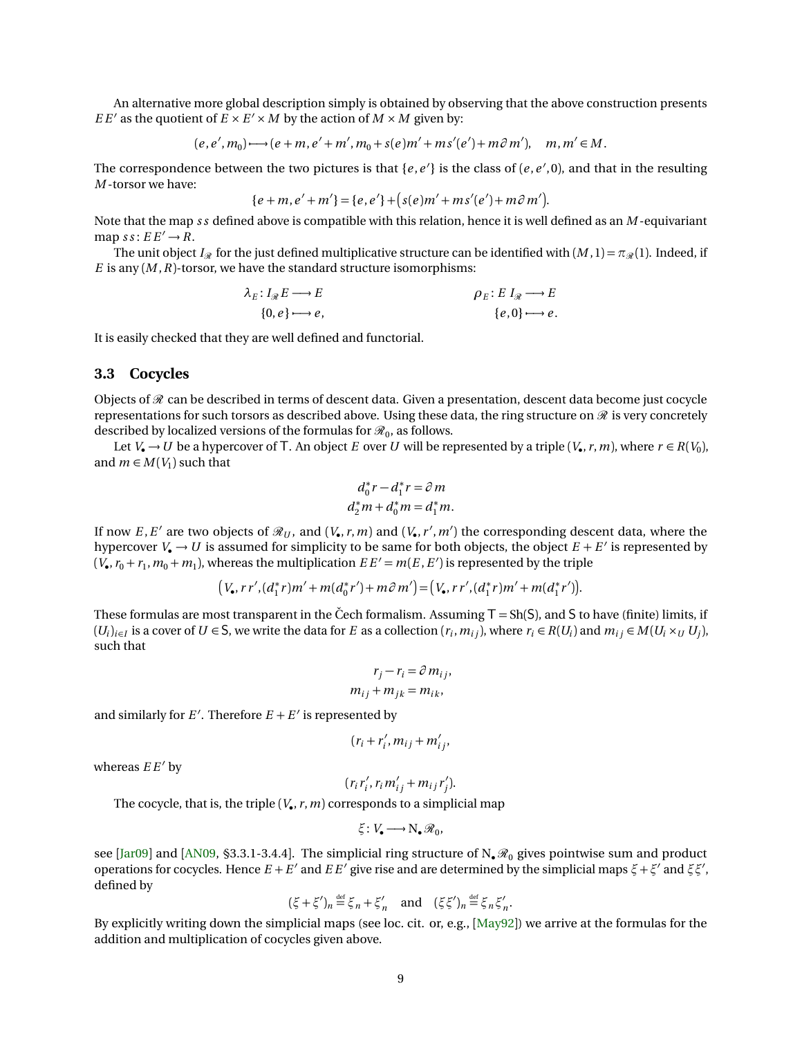An alternative more global description simply is obtained by observing that the above construction presents $EE'$ as the quotient of $E \times E' \times M$ by the action of $M \times M$ given by:

$$(e, e', m_0) \longmapsto (e + m, e' + m', m_0 + s(e)m' + ms'(e') + m\partial m'), \quad m, m' \in M.$$

The correspondence between the two pictures is that $\{e, e'\}$ is the class of $(e, e', 0)$, and that in the resulting $M$-torsor we have:

$$\{e + m, e' + m'\} = \{e, e'\} + \big(s(e)m' + ms'(e') + m\partial m'\big).$$

Note that the map $ss$ defined above is compatible with this relation, hence it is well defined as an $M$-equivariant map $ss\colon EE' \to R$.

The unit object $I_{\mathscr{R}}$ for the just defined multiplicative structure can be identified with $(M, 1) = \pi_{\mathscr{R}}(1)$. Indeed, if $E$ is any $(M, R)$-torsor, we have the standard structure isomorphisms:

$$\begin{aligned} \lambda_E \colon I_{\mathscr{R}} E &\longrightarrow E \\ \{0, e\} &\longmapsto e, \end{aligned} \qquad\qquad \begin{aligned} \rho_E \colon E\, I_{\mathscr{R}} &\longrightarrow E \\ \{e, 0\} &\longmapsto e. \end{aligned}$$

It is easily checked that they are well defined and functorial.

### 3.3 Cocycles

Objects of $\mathscr{R}$ can be described in terms of descent data. Given a presentation, descent data become just cocycle representations for such torsors as described above. Using these data, the ring structure on $\mathscr{R}$ is very concretely described by localized versions of the formulas for $\mathscr{R}_0$, as follows.

Let $V_\bullet \to U$ be a hypercover of $\mathsf{T}$. An object $E$ over $U$ will be represented by a triple $(V_\bullet, r, m)$, where $r \in R(V_0)$, and $m \in M(V_1)$ such that

$$\begin{aligned} d_0^* r - d_1^* r &= \partial m \\ d_2^* m + d_0^* m &= d_1^* m. \end{aligned}$$

If now $E, E'$ are two objects of $\mathscr{R}_U$, and $(V_\bullet, r, m)$ and $(V_\bullet, r', m')$ the corresponding descent data, where the hypercover $V_\bullet \to U$ is assumed for simplicity to be same for both objects, the object $E + E'$ is represented by $(V_\bullet, r_0 + r_1, m_0 + m_1)$, whereas the multiplication $EE' = m(E, E')$ is represented by the triple

$$\big(V_\bullet, rr', (d_1^* r)m' + m(d_0^* r') + m\partial m'\big) = \big(V_\bullet, rr', (d_1^* r)m' + m(d_1^* r')\big).$$

These formulas are most transparent in the Čech formalism. Assuming $\mathsf{T} = \mathrm{Sh}(\mathsf{S})$, and $\mathsf{S}$ to have (finite) limits, if $(U_i)_{i \in I}$ is a cover of $U \in \mathsf{S}$, we write the data for $E$ as a collection $(r_i, m_{ij})$, where $r_i \in R(U_i)$ and $m_{ij} \in M(U_i \times_U U_j)$, such that

$$\begin{aligned} r_j - r_i &= \partial m_{ij}, \\ m_{ij} + m_{jk} &= m_{ik}, \end{aligned}$$

and similarly for $E'$. Therefore $E + E'$ is represented by

$$(r_i + r_i', m_{ij} + m_{ij}',$$

whereas $EE'$ by

$$(r_i r_i', r_i m_{ij}' + m_{ij} r_j').$$

The cocycle, that is, the triple $(V_\bullet, r, m)$ corresponds to a simplicial map

$$\xi \colon V_\bullet \longrightarrow \mathrm{N}_\bullet \mathscr{R}_0,$$

see [Jar09] and [AN09, §3.3.1-3.4.4]. The simplicial ring structure of $\mathrm{N}_\bullet \mathscr{R}_0$ gives pointwise sum and product operations for cocycles. Hence $E + E'$ and $EE'$ give rise and are determined by the simplicial maps $\xi + \xi'$ and $\xi\xi'$, defined by

$$(\xi + \xi')_n \overset{\text{def}}{=} \xi_n + \xi_n' \quad \text{and} \quad (\xi\xi')_n \overset{\text{def}}{=} \xi_n \xi_n'.$$

By explicitly writing down the simplicial maps (see loc. cit. or, e.g., [May92]) we arrive at the formulas for the addition and multiplication of cocycles given above.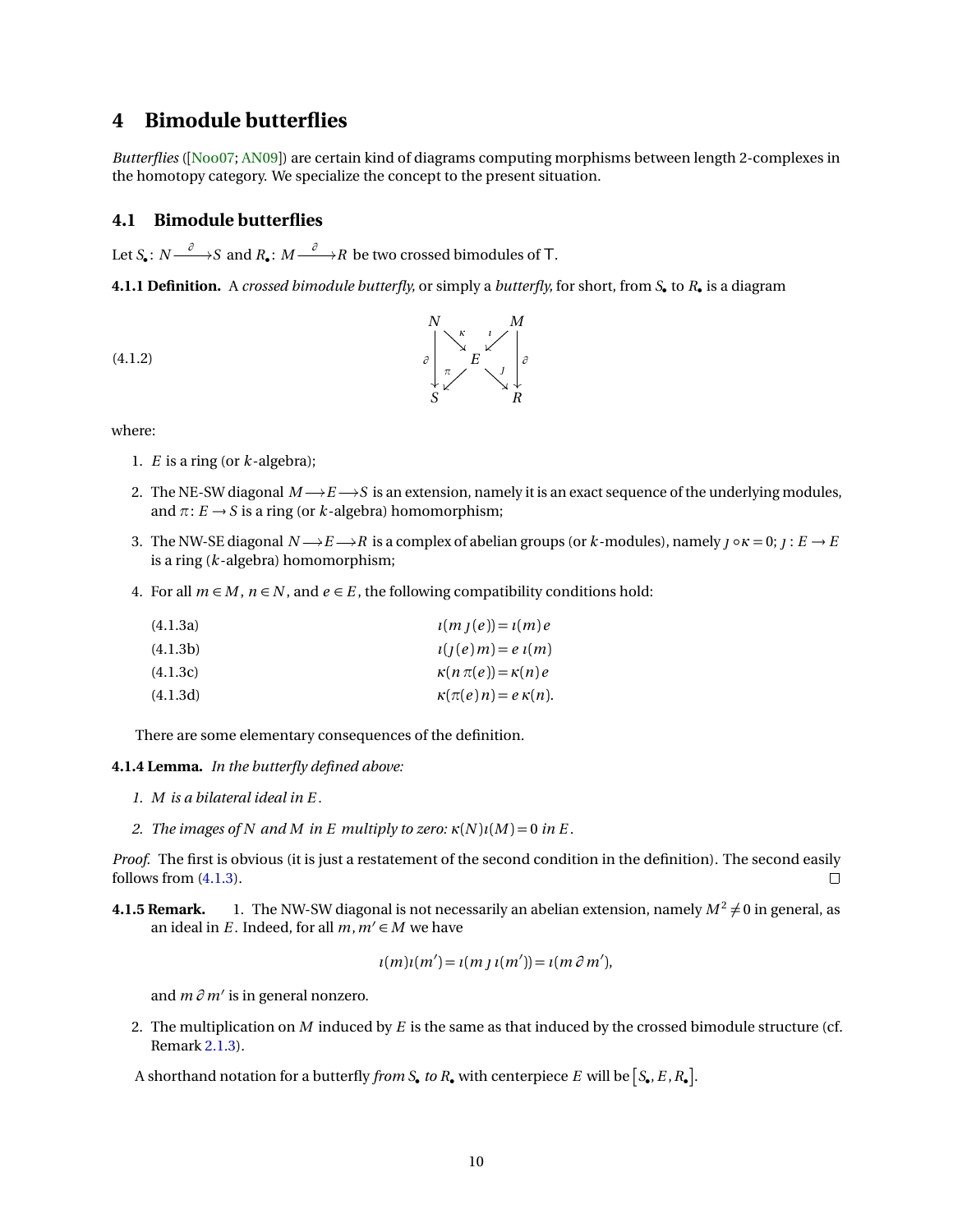# 4 Bimodule butterflies

*Butterflies* ([Noo07; AN09]) are certain kind of diagrams computing morphisms between length 2-complexes in the homotopy category. We specialize the concept to the present situation.

## 4.1 Bimodule butterflies

Let $S_\bullet \colon N \xrightarrow{\partial} S$ and $R_\bullet \colon M \xrightarrow{\partial} R$ be two crossed bimodules of $\mathsf{T}$.

**4.1.1 Definition.** A *crossed bimodule butterfly,* or simply a *butterfly,* for short, from $S_\bullet$ to $R_\bullet$ is a diagram

$$
\begin{array}{ccccc}
N & & & & M \\
& \searrow^{\kappa} & & \swarrow^{\imath} & \\
\partial \downarrow & & E & & \downarrow \partial \\
& \swarrow_{\pi} & & \searrow_{\jmath} & \\
S & & & & R
\end{array}
\tag{4.1.2}
$$

where:

1. $E$ is a ring (or $k$-algebra);
2. The NE-SW diagonal $M \longrightarrow E \longrightarrow S$ is an extension, namely it is an exact sequence of the underlying modules, and $\pi \colon E \to S$ is a ring (or $k$-algebra) homomorphism;
3. The NW-SE diagonal $N \longrightarrow E \longrightarrow R$ is a complex of abelian groups (or $k$-modules), namely $\jmath \circ \kappa = 0$; $\jmath \colon E \to E$ is a ring ($k$-algebra) homomorphism;
4. For all $m \in M$, $n \in N$, and $e \in E$, the following compatibility conditions hold:

$$\imath(m\,\jmath(e)) = \imath(m)\,e \tag{4.1.3a}$$

$$\imath(\jmath(e)\,m) = e\,\imath(m) \tag{4.1.3b}$$

$$\kappa(n\,\pi(e)) = \kappa(n)\,e \tag{4.1.3c}$$

$$\kappa(\pi(e)\,n) = e\,\kappa(n). \tag{4.1.3d}$$

There are some elementary consequences of the definition.

**4.1.4 Lemma.** *In the butterfly defined above:*

1. *$M$ is a bilateral ideal in $E$.*
2. *The images of $N$ and $M$ in $E$ multiply to zero: $\kappa(N)\imath(M) = 0$ in $E$.*

*Proof.* The first is obvious (it is just a restatement of the second condition in the definition). The second easily follows from (4.1.3). □

**4.1.5 Remark.**

1. The NW-SW diagonal is not necessarily an abelian extension, namely $M^2 \neq 0$ in general, as an ideal in $E$. Indeed, for all $m, m' \in M$ we have

$$\imath(m)\imath(m') = \imath(m\,\jmath\,\imath(m')) = \imath(m\,\partial\,m'),$$

and $m\,\partial\,m'$ is in general nonzero.

2. The multiplication on $M$ induced by $E$ is the same as that induced by the crossed bimodule structure (cf. Remark 2.1.3).

A shorthand notation for a butterfly *from $S_\bullet$ to $R_\bullet$* with centerpiece $E$ will be $[S_\bullet, E, R_\bullet]$.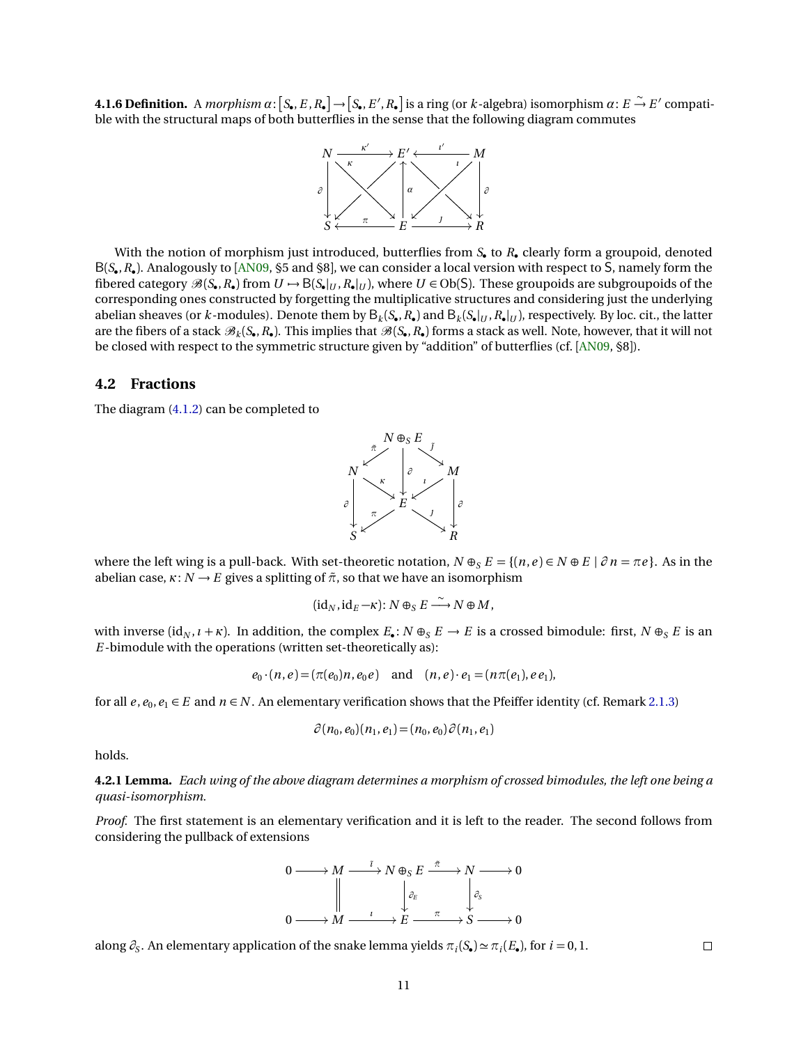**4.1.6 Definition.** A *morphism* $\alpha\colon [S_\bullet, E, R_\bullet] \to [S_\bullet, E', R_\bullet]$ is a ring (or $k$-algebra) isomorphism $\alpha\colon E \xrightarrow{\sim} E'$ compatible with the structural maps of both butterflies in the sense that the following diagram commutes

$$
\begin{array}{ccccc}
N & \xrightarrow{\kappa'} & E' & \xleftarrow{\imath'} & M \\
{\scriptstyle\partial}\downarrow & \kappa \searrow \quad \nearrow & \uparrow{\scriptstyle\alpha} & \nwarrow \quad \swarrow \imath & \downarrow{\scriptstyle\partial} \\
S & \xleftarrow{\pi} & E & \xrightarrow{\jmath} & R
\end{array}
$$

With the notion of morphism just introduced, butterflies from $S_\bullet$ to $R_\bullet$ clearly form a groupoid, denoted $\mathsf{B}(S_\bullet, R_\bullet)$. Analogously to [AN09, §5 and §8], we can consider a local version with respect to $\mathsf{S}$, namely form the fibered category $\mathscr{B}(S_\bullet, R_\bullet)$ from $U \mapsto \mathsf{B}(S_\bullet|_U, R_\bullet|_U)$, where $U \in \mathrm{Ob}(\mathsf{S})$. These groupoids are subgroupoids of the corresponding ones constructed by forgetting the multiplicative structures and considering just the underlying abelian sheaves (or $k$-modules). Denote them by $\mathsf{B}_k(S_\bullet, R_\bullet)$ and $\mathsf{B}_k(S_\bullet|_U, R_\bullet|_U)$, respectively. By loc. cit., the latter are the fibers of a stack $\mathscr{B}_k(S_\bullet, R_\bullet)$. This implies that $\mathscr{B}(S_\bullet, R_\bullet)$ forms a stack as well. Note, however, that it will not be closed with respect to the symmetric structure given by "addition" of butterflies (cf. [AN09, §8]).

## 4.2 Fractions

The diagram (4.1.2) can be completed to

$$
\begin{array}{ccccc}
 & & N \oplus_S E & & \\
 & \tilde{\pi} \swarrow & \downarrow{\scriptstyle\partial} & \searrow \tilde{\jmath} & \\
N & & & & M \\
{\scriptstyle\partial}\downarrow & \kappa \searrow & & \swarrow \imath & \downarrow{\scriptstyle\partial} \\
 & & E & & \\
 & \pi \swarrow & & \searrow \jmath & \\
S & & & & R
\end{array}
$$

where the left wing is a pull-back. With set-theoretic notation, $N \oplus_S E = \{(n, e) \in N \oplus E \mid \partial n = \pi e\}$. As in the abelian case, $\kappa\colon N \to E$ gives a splitting of $\tilde{\pi}$, so that we have an isomorphism

$$
(\mathrm{id}_N, \mathrm{id}_E - \kappa)\colon N \oplus_S E \xrightarrow{\sim} N \oplus M,
$$

with inverse $(\mathrm{id}_N, \imath + \kappa)$. In addition, the complex $E_\bullet\colon N \oplus_S E \to E$ is a crossed bimodule: first, $N \oplus_S E$ is an $E$-bimodule with the operations (written set-theoretically as):

$$
e_0 \cdot (n, e) = (\pi(e_0) n, e_0 e) \quad \text{and} \quad (n, e) \cdot e_1 = (n \pi(e_1), e e_1),
$$

for all $e, e_0, e_1 \in E$ and $n \in N$. An elementary verification shows that the Pfeiffer identity (cf. Remark 2.1.3)

$$
\partial(n_0, e_0)(n_1, e_1) = (n_0, e_0)\partial(n_1, e_1)
$$

holds.

**4.2.1 Lemma.** *Each wing of the above diagram determines a morphism of crossed bimodules, the left one being a quasi-isomorphism.*

*Proof.* The first statement is an elementary verification and it is left to the reader. The second follows from considering the pullback of extensions

$$
\begin{array}{ccccccccc}
0 & \longrightarrow & M & \xrightarrow{\tilde{\imath}} & N \oplus_S E & \xrightarrow{\tilde{\pi}} & N & \longrightarrow & 0 \\
 & & \| & & \downarrow{\scriptstyle\partial_E} & & \downarrow{\scriptstyle\partial_S} & & \\
0 & \longrightarrow & M & \xrightarrow{\imath} & E & \xrightarrow{\pi} & S & \longrightarrow & 0
\end{array}
$$

along $\partial_S$. An elementary application of the snake lemma yields $\pi_i(S_\bullet) \simeq \pi_i(E_\bullet)$, for $i = 0, 1$. $\square$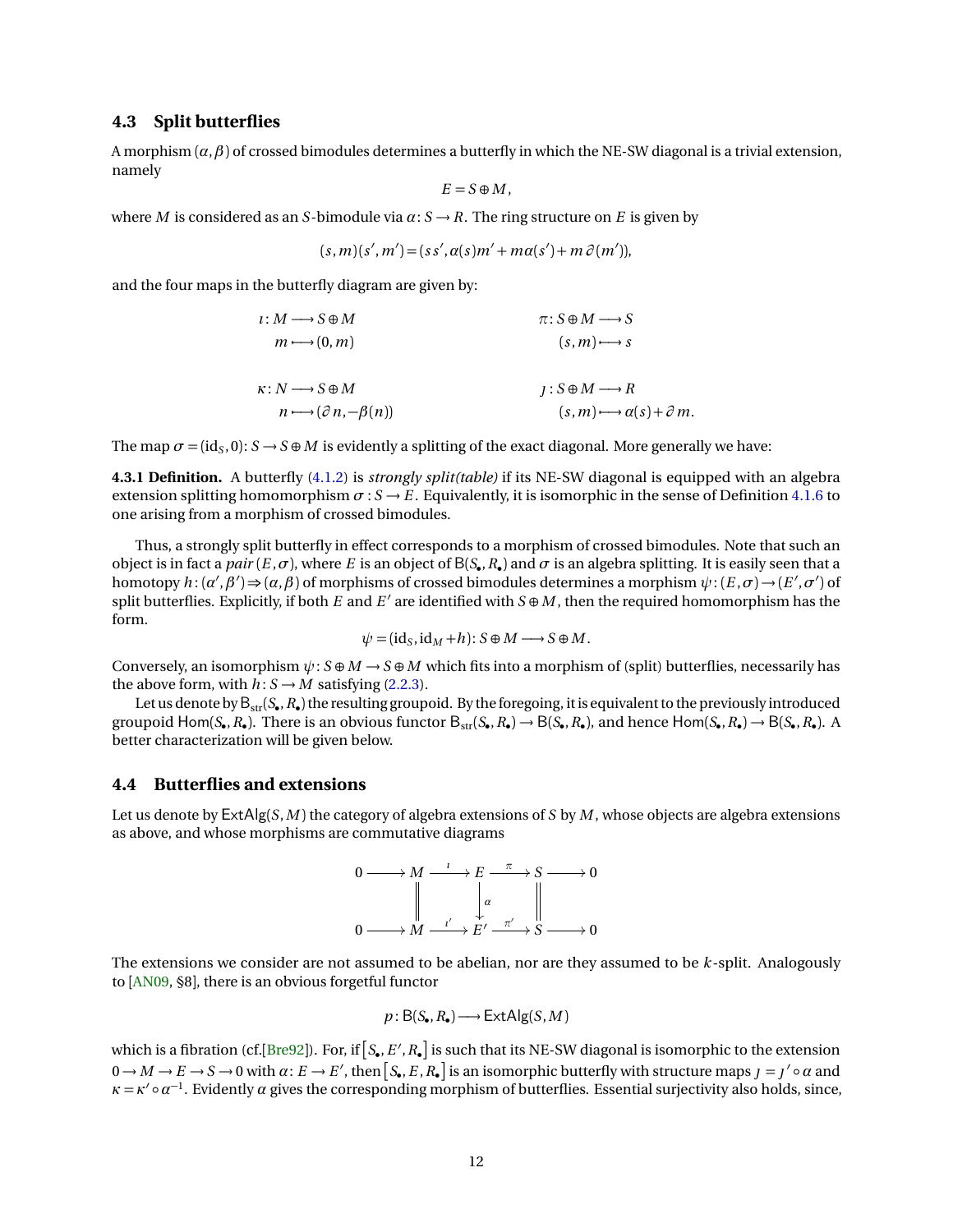### 4.3 Split butterflies

A morphism $(\alpha,\beta)$ of crossed bimodules determines a butterfly in which the NE-SW diagonal is a trivial extension, namely

$$E = S \oplus M,$$

where $M$ is considered as an $S$-bimodule via $\alpha\colon S \to R$. The ring structure on $E$ is given by

$$(s,m)(s',m') = (ss', \alpha(s)m' + m\alpha(s') + m\,\partial(m')),$$

and the four maps in the butterfly diagram are given by:

$$\begin{aligned} \imath\colon M &\longrightarrow S\oplus M \\ m &\longmapsto (0,m) \end{aligned} \qquad\qquad \begin{aligned} \pi\colon S\oplus M &\longrightarrow S \\ (s,m) &\longmapsto s \end{aligned}$$

$$\begin{aligned} \kappa\colon N &\longrightarrow S\oplus M \\ n &\longmapsto (\partial n, -\beta(n)) \end{aligned} \qquad\qquad \begin{aligned} \jmath\colon S\oplus M &\longrightarrow R \\ (s,m) &\longmapsto \alpha(s) + \partial m. \end{aligned}$$

The map $\sigma = (\mathrm{id}_S, 0)\colon S \to S\oplus M$ is evidently a splitting of the exact diagonal. More generally we have:

**4.3.1 Definition.** A butterfly (4.1.2) is *strongly split(table)* if its NE-SW diagonal is equipped with an algebra extension splitting homomorphism $\sigma\colon S \to E$. Equivalently, it is isomorphic in the sense of Definition 4.1.6 to one arising from a morphism of crossed bimodules.

Thus, a strongly split butterfly in effect corresponds to a morphism of crossed bimodules. Note that such an object is in fact a *pair* $(E,\sigma)$, where $E$ is an object of $\mathsf{B}(S_\bullet, R_\bullet)$ and $\sigma$ is an algebra splitting. It is easily seen that a homotopy $h\colon (\alpha',\beta') \Rightarrow (\alpha,\beta)$ of morphisms of crossed bimodules determines a morphism $\psi\colon (E,\sigma)\to(E',\sigma')$ of split butterflies. Explicitly, if both $E$ and $E'$ are identified with $S\oplus M$, then the required homomorphism has the form.

$$\psi = (\mathrm{id}_S, \mathrm{id}_M + h)\colon S\oplus M \longrightarrow S\oplus M.$$

Conversely, an isomorphism $\psi\colon S\oplus M \to S\oplus M$ which fits into a morphism of (split) butterflies, necessarily has the above form, with $h\colon S\to M$ satisfying (2.2.3).

Let us denote by $\mathsf{B}_{\mathrm{str}}(S_\bullet, R_\bullet)$ the resulting groupoid. By the foregoing, it is equivalent to the previously introduced groupoid $\mathsf{Hom}(S_\bullet, R_\bullet)$. There is an obvious functor $\mathsf{B}_{\mathrm{str}}(S_\bullet, R_\bullet) \to \mathsf{B}(S_\bullet, R_\bullet)$, and hence $\mathsf{Hom}(S_\bullet, R_\bullet) \to \mathsf{B}(S_\bullet, R_\bullet)$. A better characterization will be given below.

### 4.4 Butterflies and extensions

Let us denote by $\mathsf{ExtAlg}(S,M)$ the category of algebra extensions of $S$ by $M$, whose objects are algebra extensions as above, and whose morphisms are commutative diagrams

$$\begin{array}{ccccccccc} 0 & \longrightarrow & M & \xrightarrow{\ \imath\ } & E & \xrightarrow{\ \pi\ } & S & \longrightarrow & 0 \\ & & \Vert & & \downarrow{\scriptstyle \alpha} & & \Vert & & \\ 0 & \longrightarrow & M & \xrightarrow{\ \imath'\ } & E' & \xrightarrow{\ \pi'\ } & S & \longrightarrow & 0 \end{array}$$

The extensions we consider are not assumed to be abelian, nor are they assumed to be $k$-split. Analogously to [AN09, §8], there is an obvious forgetful functor

$$p\colon \mathsf{B}(S_\bullet, R_\bullet) \longrightarrow \mathsf{ExtAlg}(S,M)$$

which is a fibration (cf.[Bre92]). For, if $[S_\bullet, E', R_\bullet]$ is such that its NE-SW diagonal is isomorphic to the extension $0\to M\to E\to S\to 0$ with $\alpha\colon E\to E'$, then $[S_\bullet, E, R_\bullet]$ is an isomorphic butterfly with structure maps $\jmath = \jmath'\circ\alpha$ and $\kappa = \kappa'\circ\alpha^{-1}$. Evidently $\alpha$ gives the corresponding morphism of butterflies. Essential surjectivity also holds, since,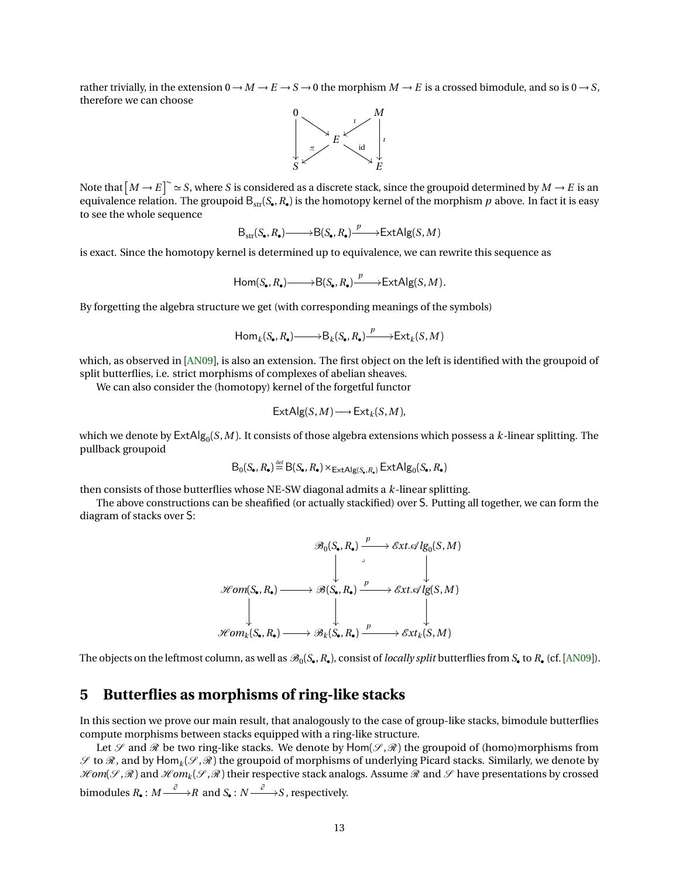rather trivially, in the extension $0 \to M \to E \to S \to 0$ the morphism $M \to E$ is a crossed bimodule, and so is $0 \to S$, therefore we can choose

$$
\begin{array}{ccccc}
0 & & & & M \\
\downarrow & \searrow & & \swarrow^{\iota} & \downarrow^{\iota} \\
& & E & & \\
\downarrow & \swarrow^{\pi} & & \searrow^{\mathrm{id}} & \downarrow \\
S & & & & E
\end{array}
$$

Note that $\left[M \to E\right]^{\sim} \simeq S$, where $S$ is considered as a discrete stack, since the groupoid determined by $M \to E$ is an equivalence relation. The groupoid $\mathsf{B}_{\mathrm{str}}(S_\bullet, R_\bullet)$ is the homotopy kernel of the morphism $p$ above. In fact it is easy to see the whole sequence

$$\mathsf{B}_{\mathrm{str}}(S_\bullet, R_\bullet) \longrightarrow \mathsf{B}(S_\bullet, R_\bullet) \xrightarrow{\ p\ } \mathsf{ExtAlg}(S, M)$$

is exact. Since the homotopy kernel is determined up to equivalence, we can rewrite this sequence as

$$\mathsf{Hom}(S_\bullet, R_\bullet) \longrightarrow \mathsf{B}(S_\bullet, R_\bullet) \xrightarrow{\ p\ } \mathsf{ExtAlg}(S, M).$$

By forgetting the algebra structure we get (with corresponding meanings of the symbols)

$$\mathsf{Hom}_k(S_\bullet, R_\bullet) \longrightarrow \mathsf{B}_k(S_\bullet, R_\bullet) \xrightarrow{\ p\ } \mathsf{Ext}_k(S, M)$$

which, as observed in [AN09], is also an extension. The first object on the left is identified with the groupoid of split butterflies, i.e. strict morphisms of complexes of abelian sheaves.

We can also consider the (homotopy) kernel of the forgetful functor

$$\mathsf{ExtAlg}(S, M) \longrightarrow \mathsf{Ext}_k(S, M),$$

which we denote by $\mathsf{ExtAlg}_0(S, M)$. It consists of those algebra extensions which possess a $k$-linear splitting. The pullback groupoid

$$\mathsf{B}_0(S_\bullet, R_\bullet) \stackrel{\text{def}}{=} \mathsf{B}(S_\bullet, R_\bullet) \times_{\mathsf{ExtAlg}(S_\bullet, R_\bullet)} \mathsf{ExtAlg}_0(S_\bullet, R_\bullet)$$

then consists of those butterflies whose NE-SW diagonal admits a $k$-linear splitting.

The above constructions can be sheafified (or actually stackified) over $\mathsf{S}$. Putting all together, we can form the diagram of stacks over $\mathsf{S}$:

$$
\begin{array}{ccccc}
 & & \mathscr{B}_0(S_\bullet, R_\bullet) & \xrightarrow{\ p\ } & \mathscr{E}xt\mathscr{A}lg_0(S, M) \\
 & & \downarrow & \lrcorner & \downarrow \\
\mathscr{H}om(S_\bullet, R_\bullet) & \longrightarrow & \mathscr{B}(S_\bullet, R_\bullet) & \xrightarrow{\ p\ } & \mathscr{E}xt\mathscr{A}lg(S, M) \\
\downarrow & & \downarrow & & \downarrow \\
\mathscr{H}om_k(S_\bullet, R_\bullet) & \longrightarrow & \mathscr{B}_k(S_\bullet, R_\bullet) & \xrightarrow{\ p\ } & \mathscr{E}xt_k(S, M)
\end{array}
$$

The objects on the leftmost column, as well as $\mathscr{B}_0(S_\bullet, R_\bullet)$, consist of *locally split* butterflies from $S_\bullet$ to $R_\bullet$ (cf. [AN09]).

# 5 Butterflies as morphisms of ring-like stacks

In this section we prove our main result, that analogously to the case of group-like stacks, bimodule butterflies compute morphisms between stacks equipped with a ring-like structure.

Let $\mathscr{S}$ and $\mathscr{R}$ be two ring-like stacks. We denote by $\mathsf{Hom}(\mathscr{S}, \mathscr{R})$ the groupoid of (homo)morphisms from $\mathscr{S}$ to $\mathscr{R}$, and by $\mathsf{Hom}_k(\mathscr{S}, \mathscr{R})$ the groupoid of morphisms of underlying Picard stacks. Similarly, we denote by $\mathscr{H}om(\mathscr{S}, \mathscr{R})$ and $\mathscr{H}om_k(\mathscr{S}, \mathscr{R})$ their respective stack analogs. Assume $\mathscr{R}$ and $\mathscr{S}$ have presentations by crossed bimodules $R_\bullet : M \xrightarrow{\ \partial\ } R$ and $S_\bullet : N \xrightarrow{\ \partial\ } S$, respectively.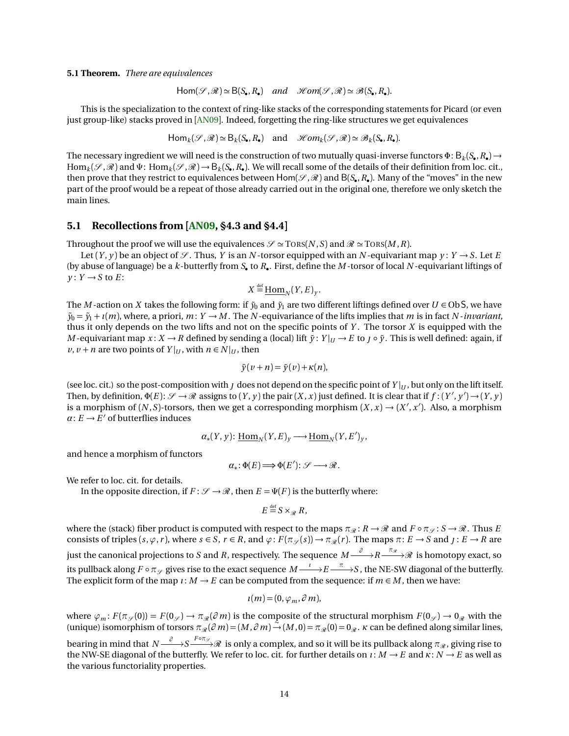**5.1 Theorem.** *There are equivalences*

$$\mathsf{Hom}(\mathscr{S},\mathscr{R}) \simeq \mathsf{B}(S_\bullet, R_\bullet) \quad \textit{and} \quad \mathscr{H}om(\mathscr{S},\mathscr{R}) \simeq \mathscr{B}(S_\bullet, R_\bullet).$$

This is the specialization to the context of ring-like stacks of the corresponding statements for Picard (or even just group-like) stacks proved in [AN09]. Indeed, forgetting the ring-like structures we get equivalences

$$\mathsf{Hom}_k(\mathscr{S},\mathscr{R}) \simeq \mathsf{B}_k(S_\bullet, R_\bullet) \quad \text{and} \quad \mathscr{H}om_k(\mathscr{S},\mathscr{R}) \simeq \mathscr{B}_k(S_\bullet, R_\bullet).$$

The necessary ingredient we will need is the construction of two mutually quasi-inverse functors $\Phi\colon \mathsf{B}_k(S_\bullet, R_\bullet) \to \mathsf{Hom}_k(\mathscr{S},\mathscr{R})$ and $\Psi\colon \mathsf{Hom}_k(\mathscr{S},\mathscr{R}) \to \mathsf{B}_k(S_\bullet, R_\bullet)$. We will recall some of the details of their definition from loc. cit., then prove that they restrict to equivalences between $\mathsf{Hom}(\mathscr{S},\mathscr{R})$ and $\mathsf{B}(S_\bullet, R_\bullet)$. Many of the "moves" in the new part of the proof would be a repeat of those already carried out in the original one, therefore we only sketch the main lines.

## 5.1 Recollections from [AN09, §4.3 and §4.4]

Throughout the proof we will use the equivalences $\mathscr{S} \simeq \mathrm{TORS}(N,S)$ and $\mathscr{R} \simeq \mathrm{TORS}(M,R)$.

Let $(Y,y)$ be an object of $\mathscr{S}$. Thus, $Y$ is an $N$-torsor equipped with an $N$-equivariant map $y\colon Y \to S$. Let $E$ (by abuse of language) be a $k$-butterfly from $S_\bullet$ to $R_\bullet$. First, define the $M$-torsor of local $N$-equivariant liftings of $y\colon Y \to S$ to $E$:

$$X \overset{\text{def}}{=} \underline{\mathrm{Hom}}_N(Y,E)_y.$$

The $M$-action on $X$ takes the following form: if $\tilde{y}_0$ and $\tilde{y}_1$ are two different liftings defined over $U \in \operatorname{Ob}\mathsf{S}$, we have $\tilde{y}_0 = \tilde{y}_1 + \imath(m)$, where, a priori, $m\colon Y \to M$. The $N$-equivariance of the lifts implies that $m$ is in fact $N$*-invariant,* thus it only depends on the two lifts and not on the specific points of $Y$. The torsor $X$ is equipped with the $M$-equivariant map $x\colon X \to R$ defined by sending a (local) lift $\tilde{y}\colon Y|_U \to E$ to $\jmath \circ \tilde{y}$. This is well defined: again, if $v, v+n$ are two points of $Y|_U$, with $n \in N|_U$, then

$$\tilde{y}(v+n) = \tilde{y}(v) + \kappa(n),$$

(see loc. cit.) so the post-composition with $\jmath$ does not depend on the specific point of $Y|_U$, but only on the lift itself. Then, by definition, $\Phi(E)\colon \mathscr{S} \to \mathscr{R}$ assigns to $(Y,y)$ the pair $(X,x)$ just defined. It is clear that if $f\colon (Y',y') \to (Y,y)$ is a morphism of $(N,S)$-torsors, then we get a corresponding morphism $(X,x) \to (X',x')$. Also, a morphism $\alpha\colon E \to E'$ of butterflies induces

$$\alpha_*(Y,y)\colon \underline{\mathrm{Hom}}_N(Y,E)_y \longrightarrow \underline{\mathrm{Hom}}_N(Y,E')_y,$$

and hence a morphism of functors

$$\alpha_*\colon \Phi(E) \Longrightarrow \Phi(E')\colon \mathscr{S} \longrightarrow \mathscr{R}.$$

We refer to loc. cit. for details.

In the opposite direction, if $F\colon \mathscr{S} \to \mathscr{R}$, then $E = \Psi(F)$ is the butterfly where:

$$E \overset{\text{def}}{=} S \times_{\mathscr{R}} R,$$

where the (stack) fiber product is computed with respect to the maps $\pi_{\mathscr{R}}\colon R \to \mathscr{R}$ and $F\circ\pi_{\mathscr{S}}\colon S \to \mathscr{R}$. Thus $E$ consists of triples $(s,\varphi,r)$, where $s \in S$, $r \in R$, and $\varphi\colon F(\pi_{\mathscr{S}}(s)) \to \pi_{\mathscr{R}}(r)$. The maps $\pi\colon E \to S$ and $\jmath\colon E \to R$ are just the canonical projections to $S$ and $R$, respectively. The sequence $M \xrightarrow{\partial} R \xrightarrow{\pi_{\mathscr{R}}} \mathscr{R}$ is homotopy exact, so its pullback along $F\circ\pi_{\mathscr{S}}$ gives rise to the exact sequence $M \xrightarrow{\imath} E \xrightarrow{\pi} S$, the NE-SW diagonal of the butterfly. The explicit form of the map $\imath\colon M \to E$ can be computed from the sequence: if $m \in M$, then we have:

$$\imath(m) = (0, \varphi_m, \partial m),$$

where $\varphi_m\colon F(\pi_{\mathscr{S}}(0)) = F(0_{\mathscr{S}}) \to \pi_{\mathscr{R}}(\partial m)$ is the composite of the structural morphism $F(0_{\mathscr{S}}) \to 0_{\mathscr{R}}$ with the (unique) isomorphism of torsors $\pi_{\mathscr{R}}(\partial m) = (M,\partial m) \xrightarrow{\sim} (M,0) = \pi_{\mathscr{R}}(0) = 0_{\mathscr{R}}$. $\kappa$ can be defined along similar lines, bearing in mind that $N \xrightarrow{\partial} S \xrightarrow{F\circ\pi_{\mathscr{S}}} \mathscr{R}$ is only a complex, and so it will be its pullback along $\pi_{\mathscr{R}}$, giving rise to the NW-SE diagonal of the butterfly. We refer to loc. cit. for further details on $\imath\colon M \to E$ and $\kappa\colon N \to E$ as well as the various functoriality properties.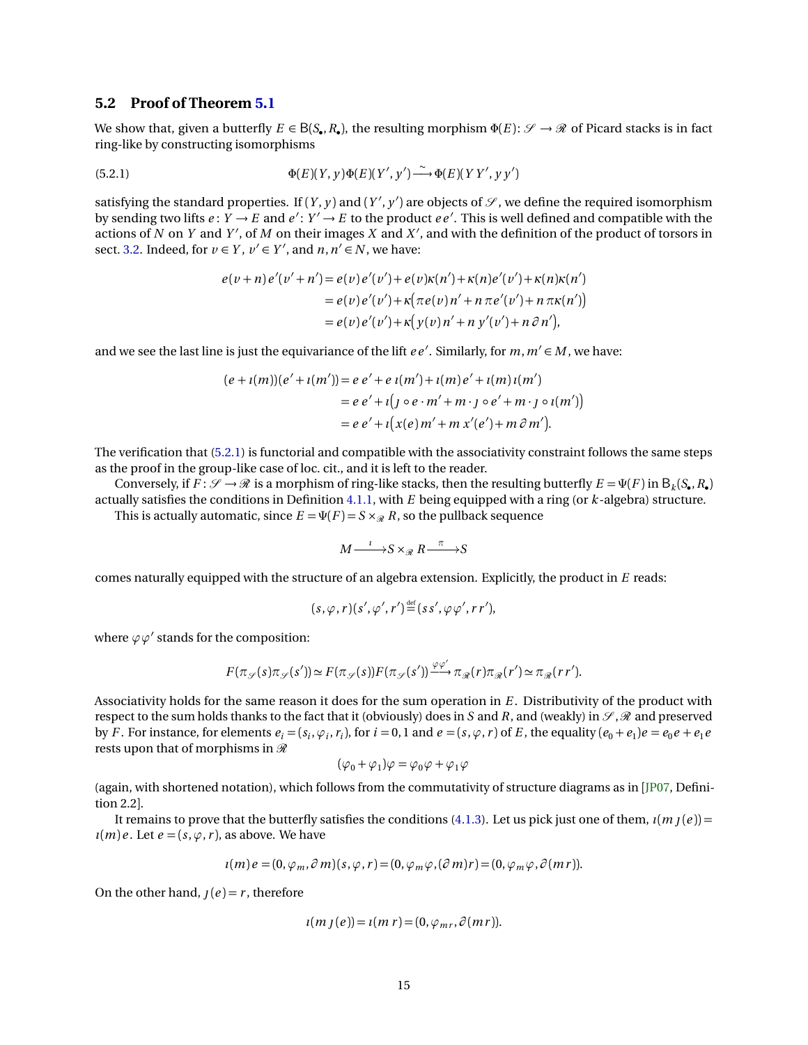## 5.2 Proof of Theorem 5.1

We show that, given a butterfly $E \in \mathsf{B}(S_\bullet, R_\bullet)$, the resulting morphism $\Phi(E)\colon \mathscr{S} \to \mathscr{R}$ of Picard stacks is in fact ring-like by constructing isomorphisms

$$\Phi(E)(Y,y)\Phi(E)(Y',y') \xrightarrow{\sim} \Phi(E)(YY', yy') \tag{5.2.1}$$

satisfying the standard properties. If $(Y,y)$ and $(Y',y')$ are objects of $\mathscr{S}$, we define the required isomorphism by sending two lifts $e\colon Y \to E$ and $e'\colon Y' \to E$ to the product $ee'$. This is well defined and compatible with the actions of $N$ on $Y$ and $Y'$, of $M$ on their images $X$ and $X'$, and with the definition of the product of torsors in sect. 3.2. Indeed, for $v \in Y$, $v' \in Y'$, and $n, n' \in N$, we have:

$$\begin{aligned}
e(v+n)\,e'(v'+n') &= e(v)\,e'(v') + e(v)\kappa(n') + \kappa(n)e'(v') + \kappa(n)\kappa(n') \\
&= e(v)\,e'(v') + \kappa\big(\pi e(v)\,n' + n\,\pi e'(v') + n\,\pi\kappa(n')\big) \\
&= e(v)\,e'(v') + \kappa\big(y(v)\,n' + n\,y'(v') + n\,\partial n'\big),
\end{aligned}$$

and we see the last line is just the equivariance of the lift $e\,e'$. Similarly, for $m, m' \in M$, we have:

$$\begin{aligned}
(e + \imath(m))(e' + \imath(m')) &= e\,e' + e\,\imath(m') + \imath(m)\,e' + \imath(m)\,\imath(m') \\
&= e\,e' + \imath\big(\jmath \circ e \cdot m' + m \cdot \jmath \circ e' + m \cdot \jmath \circ \imath(m')\big) \\
&= e\,e' + \imath\big(x(e)\,m' + m\,x'(e') + m\,\partial m'\big).
\end{aligned}$$

The verification that (5.2.1) is functorial and compatible with the associativity constraint follows the same steps as the proof in the group-like case of loc. cit., and it is left to the reader.

Conversely, if $F\colon \mathscr{S} \to \mathscr{R}$ is a morphism of ring-like stacks, then the resulting butterfly $E = \Psi(F)$ in $\mathsf{B}_k(S_\bullet, R_\bullet)$ actually satisfies the conditions in Definition 4.1.1, with $E$ being equipped with a ring (or $k$-algebra) structure.

This is actually automatic, since $E = \Psi(F) = S \times_{\mathscr{R}} R$, so the pullback sequence

$$M \xrightarrow{\ \imath\ } S \times_{\mathscr{R}} R \xrightarrow{\ \pi\ } S$$

comes naturally equipped with the structure of an algebra extension. Explicitly, the product in $E$ reads:

$$(s,\varphi,r)(s',\varphi',r') \overset{\text{def}}{=} (ss', \varphi\varphi', rr'),$$

where $\varphi\varphi'$ stands for the composition:

$$F(\pi_{\mathscr{S}}(s)\pi_{\mathscr{S}}(s')) \simeq F(\pi_{\mathscr{S}}(s))F(\pi_{\mathscr{S}}(s')) \xrightarrow{\varphi\varphi'} \pi_{\mathscr{R}}(r)\pi_{\mathscr{R}}(r') \simeq \pi_{\mathscr{R}}(rr').$$

Associativity holds for the same reason it does for the sum operation in $E$. Distributivity of the product with respect to the sum holds thanks to the fact that it (obviously) does in $S$ and $R$, and (weakly) in $\mathscr{S}, \mathscr{R}$ and preserved by $F$. For instance, for elements $e_i = (s_i, \varphi_i, r_i)$, for $i = 0, 1$ and $e = (s, \varphi, r)$ of $E$, the equality $(e_0 + e_1)e = e_0 e + e_1 e$ rests upon that of morphisms in $\mathscr{R}$

$$(\varphi_0 + \varphi_1)\varphi = \varphi_0\varphi + \varphi_1\varphi$$

(again, with shortened notation), which follows from the commutativity of structure diagrams as in [JP07, Definition 2.2].

It remains to prove that the butterfly satisfies the conditions (4.1.3). Let us pick just one of them, $\imath(m\,\jmath(e)) = \imath(m)\,e$. Let $e = (s, \varphi, r)$, as above. We have

$$\imath(m)\,e = (0, \varphi_m, \partial m)(s, \varphi, r) = (0, \varphi_m\varphi, (\partial m) r) = (0, \varphi_m\varphi, \partial(mr)).$$

On the other hand, $\jmath(e) = r$, therefore

$$\imath(m\,\jmath(e)) = \imath(m\,r) = (0, \varphi_{mr}, \partial(mr)).$$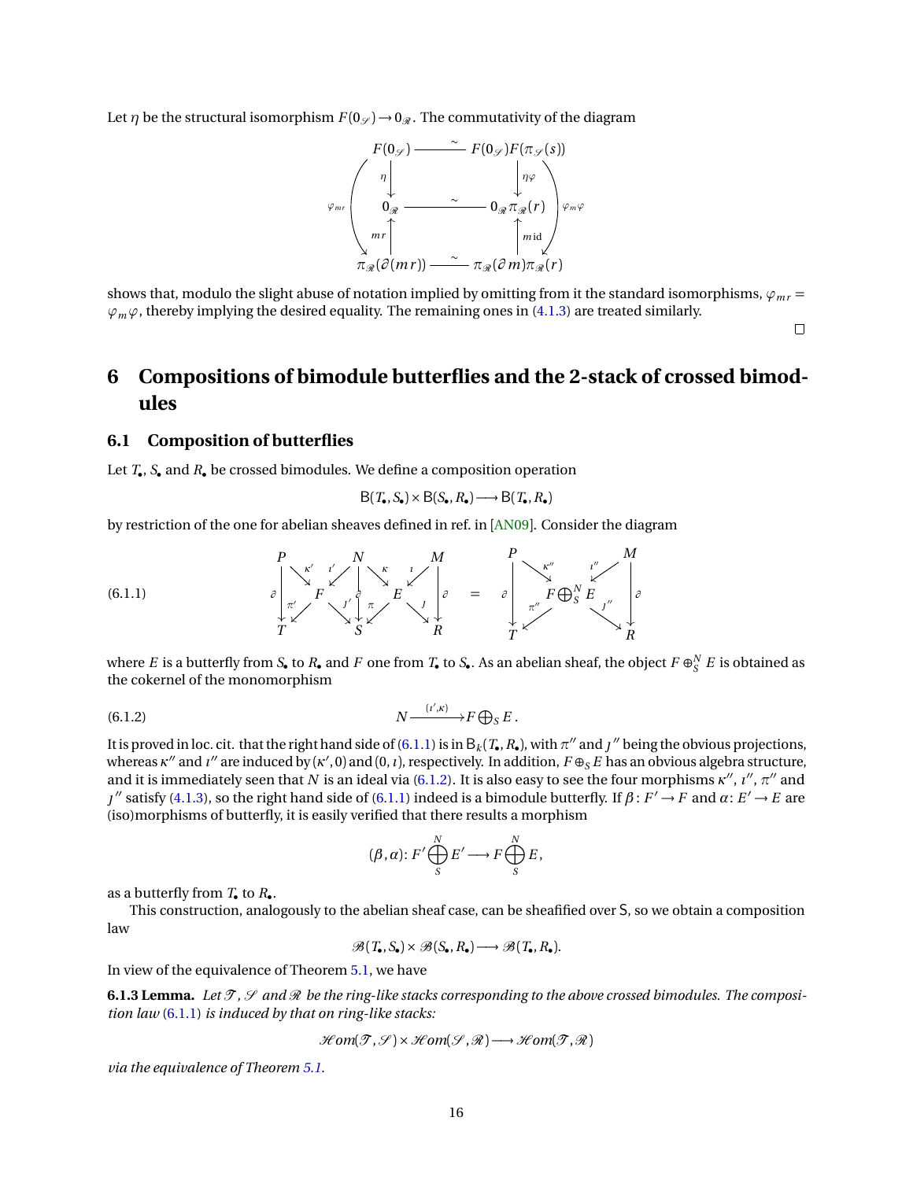Let $\eta$ be the structural isomorphism $F(0_{\mathscr{S}}) \to 0_{\mathscr{R}}$. The commutativity of the diagram

$$
\begin{array}{ccc}
F(0_{\mathscr{S}}) & \xrightarrow{\sim} & F(0_{\mathscr{S}})F(\pi_{\mathscr{S}}(s)) \\
\downarrow{\scriptstyle \eta} & & \downarrow{\scriptstyle \eta\varphi} \\
0_{\mathscr{R}} & \xrightarrow{\sim} & 0_{\mathscr{R}}\pi_{\mathscr{R}}(r) \\
\uparrow{\scriptstyle mr} & & \uparrow{\scriptstyle m\,\mathrm{id}} \\
\pi_{\mathscr{R}}(\partial(mr)) & \xrightarrow{\sim} & \pi_{\mathscr{R}}(\partial m)\pi_{\mathscr{R}}(r)
\end{array}
\qquad (\varphi_{mr} \text{ on the left}, \ \varphi_m\varphi \text{ on the right})
$$

shows that, modulo the slight abuse of notation implied by omitting from it the standard isomorphisms, $\varphi_{mr} = \varphi_m\varphi$, thereby implying the desired equality. The remaining ones in (4.1.3) are treated similarly.

□

# 6 Compositions of bimodule butterflies and the 2-stack of crossed bimodules

## 6.1 Composition of butterflies

Let $T_\bullet$, $S_\bullet$ and $R_\bullet$ be crossed bimodules. We define a composition operation

$$\mathsf{B}(T_\bullet, S_\bullet) \times \mathsf{B}(S_\bullet, R_\bullet) \longrightarrow \mathsf{B}(T_\bullet, R_\bullet)$$

by restriction of the one for abelian sheaves defined in ref. in [AN09]. Consider the diagram

$$
\text{(6.1.1)} \qquad
\begin{array}{ccccccccc}
P & & & & N & & & & M \\
 & \searrow^{\kappa'} & & \swarrow^{\imath'} & & \searrow^{\kappa} & & \swarrow^{\imath} & \\
\downarrow{\scriptstyle\partial} & & F & & \downarrow{\scriptstyle\partial} & & E & & \downarrow{\scriptstyle\partial} \\
 & \swarrow_{\pi'} & & \searrow_{\jmath'} & & \swarrow_{\pi} & & \searrow_{\jmath} & \\
T & & & & S & & & & R
\end{array}
\quad = \quad
\begin{array}{ccccc}
P & & & & M \\
 & \searrow^{\kappa''} & & \swarrow^{\imath''} & \\
\downarrow{\scriptstyle\partial} & & F \bigoplus_S^N E & & \downarrow{\scriptstyle\partial} \\
 & \swarrow_{\pi''} & & \searrow_{\jmath''} & \\
T & & & & R
\end{array}
$$

where $E$ is a butterfly from $S_\bullet$ to $R_\bullet$ and $F$ one from $T_\bullet$ to $S_\bullet$. As an abelian sheaf, the object $F \oplus_S^N E$ is obtained as the cokernel of the monomorphism

$$\text{(6.1.2)} \qquad N \xrightarrow{(\imath',\kappa)} F \bigoplus\nolimits_S E\,.$$

It is proved in loc. cit. that the right hand side of (6.1.1) is in $\mathsf{B}_k(T_\bullet, R_\bullet)$, with $\pi''$ and $\jmath''$ being the obvious projections, whereas $\kappa''$ and $\imath''$ are induced by $(\kappa', 0)$ and $(0, \imath)$, respectively. In addition, $F \oplus_S E$ has an obvious algebra structure, and it is immediately seen that $N$ is an ideal via (6.1.2). It is also easy to see the four morphisms $\kappa''$, $\imath''$, $\pi''$ and $\jmath''$ satisfy (4.1.3), so the right hand side of (6.1.1) indeed is a bimodule butterfly. If $\beta\colon F' \to F$ and $\alpha\colon E' \to E$ are (iso)morphisms of butterfly, it is easily verified that there results a morphism

$$(\beta, \alpha)\colon F' \bigoplus_S^N E' \longrightarrow F \bigoplus_S^N E,$$

as a butterfly from $T_\bullet$ to $R_\bullet$.

This construction, analogously to the abelian sheaf case, can be sheafified over $\mathsf{S}$, so we obtain a composition law

$$\mathscr{B}(T_\bullet, S_\bullet) \times \mathscr{B}(S_\bullet, R_\bullet) \longrightarrow \mathscr{B}(T_\bullet, R_\bullet).$$

In view of the equivalence of Theorem 5.1, we have

**6.1.3 Lemma.** *Let $\mathscr{T}$, $\mathscr{S}$ and $\mathscr{R}$ be the ring-like stacks corresponding to the above crossed bimodules. The composition law (6.1.1) is induced by that on ring-like stacks:*

$$\mathscr{H}om(\mathscr{T}, \mathscr{S}) \times \mathscr{H}om(\mathscr{S}, \mathscr{R}) \longrightarrow \mathscr{H}om(\mathscr{T}, \mathscr{R})$$

*via the equivalence of Theorem 5.1.*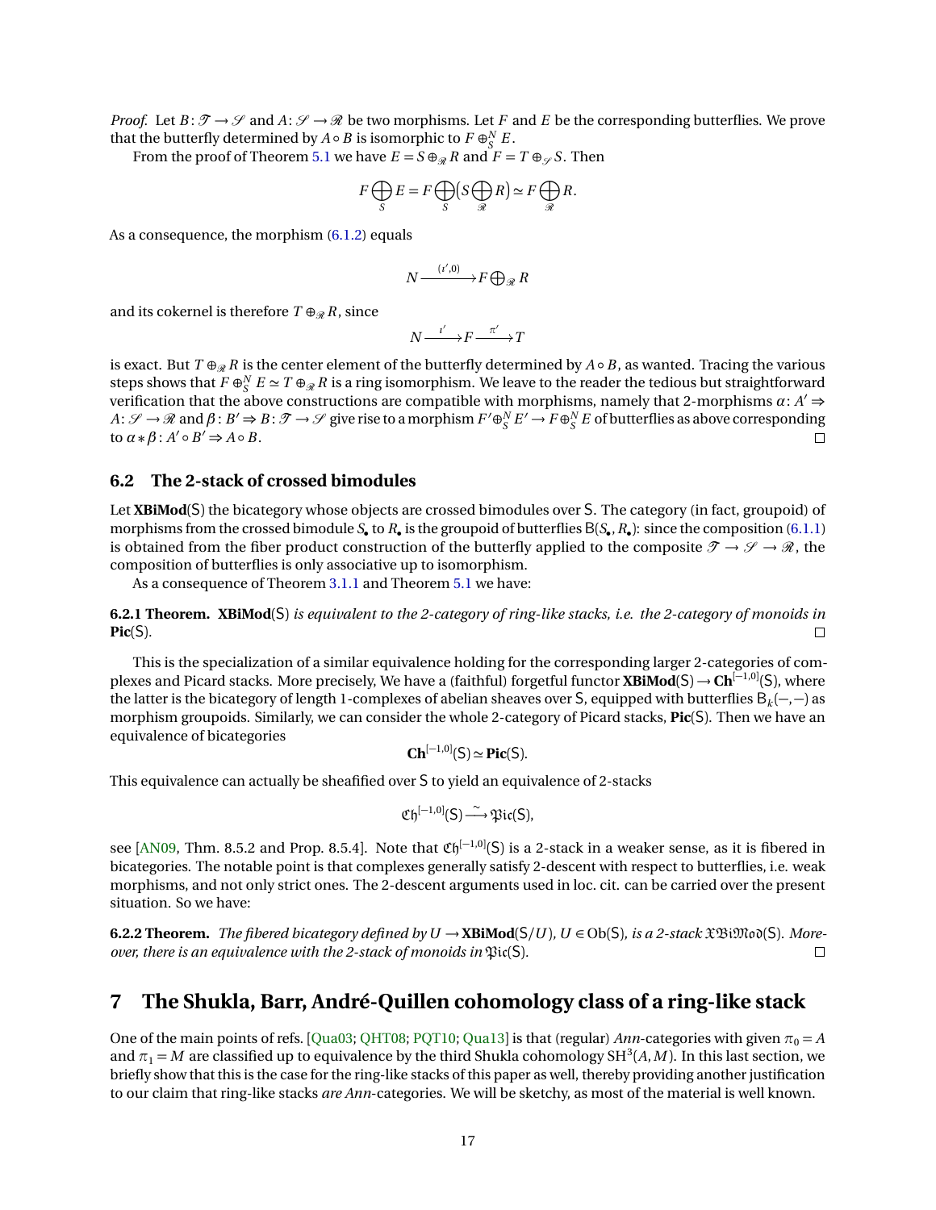*Proof.* Let $B\colon \mathscr{T} \to \mathscr{S}$ and $A\colon \mathscr{S} \to \mathscr{R}$ be two morphisms. Let $F$ and $E$ be the corresponding butterflies. We prove that the butterfly determined by $A \circ B$ is isomorphic to $F \oplus_S^N E$.

From the proof of Theorem 5.1 we have $E = S \oplus_{\mathscr{R}} R$ and $F = T \oplus_{\mathscr{S}} S$. Then

$$F \bigoplus_S E = F \bigoplus_S \bigl(S \bigoplus_{\mathscr{R}} R\bigr) \simeq F \bigoplus_{\mathscr{R}} R.$$

As a consequence, the morphism (6.1.2) equals

$$N \xrightarrow{(\iota',0)} F \bigoplus\nolimits_{\mathscr{R}} R$$

and its cokernel is therefore $T \oplus_{\mathscr{R}} R$, since

$$N \xrightarrow{\iota'} F \xrightarrow{\pi'} T$$

is exact. But $T \oplus_{\mathscr{R}} R$ is the center element of the butterfly determined by $A \circ B$, as wanted. Tracing the various steps shows that $F \oplus_S^N E \simeq T \oplus_{\mathscr{R}} R$ is a ring isomorphism. We leave to the reader the tedious but straightforward verification that the above constructions are compatible with morphisms, namely that 2-morphisms $\alpha\colon A' \Rightarrow A\colon \mathscr{S} \to \mathscr{R}$ and $\beta\colon B' \Rightarrow B\colon \mathscr{T} \to \mathscr{S}$ give rise to a morphism $F' \oplus_S^N E' \to F \oplus_S^N E$ of butterflies as above corresponding to $\alpha * \beta\colon A' \circ B' \Rightarrow A \circ B$. $\square$

### 6.2 The 2-stack of crossed bimodules

Let **XBiMod**$(\mathsf{S})$ the bicategory whose objects are crossed bimodules over $\mathsf{S}$. The category (in fact, groupoid) of morphisms from the crossed bimodule $S_\bullet$ to $R_\bullet$ is the groupoid of butterflies $\mathsf{B}(S_\bullet, R_\bullet)$: since the composition (6.1.1) is obtained from the fiber product construction of the butterfly applied to the composite $\mathscr{T} \to \mathscr{S} \to \mathscr{R}$, the composition of butterflies is only associative up to isomorphism.

As a consequence of Theorem 3.1.1 and Theorem 5.1 we have:

**6.2.1 Theorem.** **XBiMod**$(\mathsf{S})$ *is equivalent to the 2-category of ring-like stacks, i.e. the 2-category of monoids in* **Pic**$(\mathsf{S})$. $\square$

This is the specialization of a similar equivalence holding for the corresponding larger 2-categories of complexes and Picard stacks. More precisely, We have a (faithful) forgetful functor **XBiMod**$(\mathsf{S}) \to \mathbf{Ch}^{[-1,0]}(\mathsf{S})$, where the latter is the bicategory of length 1-complexes of abelian sheaves over $\mathsf{S}$, equipped with butterflies $\mathsf{B}_k(-,-)$ as morphism groupoids. Similarly, we can consider the whole 2-category of Picard stacks, **Pic**$(\mathsf{S})$. Then we have an equivalence of bicategories

$$\mathbf{Ch}^{[-1,0]}(\mathsf{S}) \simeq \mathbf{Pic}(\mathsf{S}).$$

This equivalence can actually be sheafified over $\mathsf{S}$ to yield an equivalence of 2-stacks

$$\mathfrak{Ch}^{[-1,0]}(\mathsf{S}) \xrightarrow{\sim} \mathfrak{Pic}(\mathsf{S}),$$

see [AN09, Thm. 8.5.2 and Prop. 8.5.4]. Note that $\mathfrak{Ch}^{[-1,0]}(\mathsf{S})$ is a 2-stack in a weaker sense, as it is fibered in bicategories. The notable point is that complexes generally satisfy 2-descent with respect to butterflies, i.e. weak morphisms, and not only strict ones. The 2-descent arguments used in loc. cit. can be carried over the present situation. So we have:

**6.2.2 Theorem.** *The fibered bicategory defined by $U \to$* **XBiMod**$(\mathsf{S}/U)$*, $U \in \mathrm{Ob}(\mathsf{S})$, is a 2-stack $\mathfrak{XBiMod}(\mathsf{S})$. Moreover, there is an equivalence with the 2-stack of monoids in $\mathfrak{Pic}(\mathsf{S})$.* $\square$

## 7 The Shukla, Barr, André-Quillen cohomology class of a ring-like stack

One of the main points of refs. [Qua03; QHT08; PQT10; Qua13] is that (regular) *Ann*-categories with given $\pi_0 = A$ and $\pi_1 = M$ are classified up to equivalence by the third Shukla cohomology $\mathrm{SH}^3(A, M)$. In this last section, we briefly show that this is the case for the ring-like stacks of this paper as well, thereby providing another justification to our claim that ring-like stacks *are Ann*-categories. We will be sketchy, as most of the material is well known.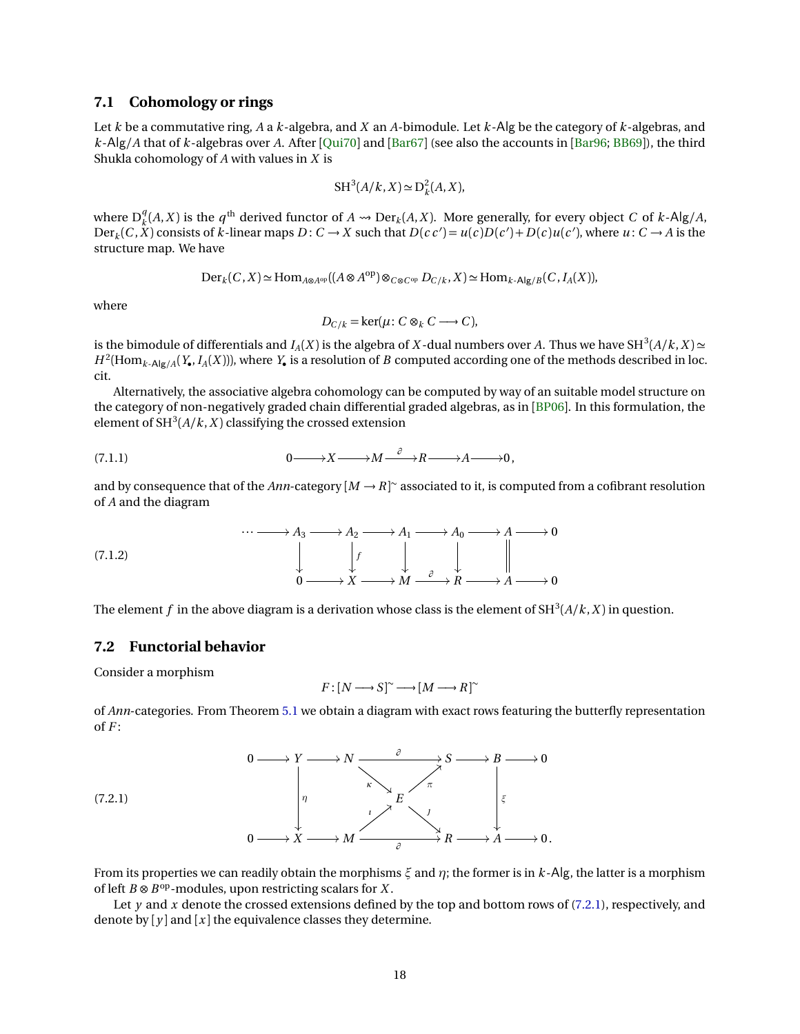### 7.1 Cohomology or rings

Let $k$ be a commutative ring, $A$ a $k$-algebra, and $X$ an $A$-bimodule. Let $k$-$\mathsf{Alg}$ be the category of $k$-algebras, and $k$-$\mathsf{Alg}/A$ that of $k$-algebras over $A$. After [Qui70] and [Bar67] (see also the accounts in [Bar96; BB69]), the third Shukla cohomology of $A$ with values in $X$ is

$$\mathrm{SH}^3(A/k, X) \simeq \mathrm{D}^2_k(A, X),$$

where $\mathrm{D}^q_k(A, X)$ is the $q^{\text{th}}$ derived functor of $A \rightsquigarrow \mathrm{Der}_k(A, X)$. More generally, for every object $C$ of $k$-$\mathsf{Alg}/A$, $\mathrm{Der}_k(C, X)$ consists of $k$-linear maps $D \colon C \to X$ such that $D(c\,c') = u(c)D(c') + D(c)u(c')$, where $u \colon C \to A$ is the structure map. We have

$$\mathrm{Der}_k(C, X) \simeq \mathrm{Hom}_{A\otimes A^{\mathrm{op}}}((A \otimes A^{\mathrm{op}}) \otimes_{C\otimes C^{\mathrm{op}}} D_{C/k}, X) \simeq \mathrm{Hom}_{k\text{-}\mathsf{Alg}/B}(C, I_A(X)),$$

where

$$D_{C/k} = \ker(\mu \colon C \otimes_k C \longrightarrow C),$$

is the bimodule of differentials and $I_A(X)$ is the algebra of $X$-dual numbers over $A$. Thus we have $\mathrm{SH}^3(A/k, X) \simeq H^2(\mathrm{Hom}_{k\text{-}\mathsf{Alg}/A}(Y_\bullet, I_A(X)))$, where $Y_\bullet$ is a resolution of $B$ computed according one of the methods described in loc. cit.

Alternatively, the associative algebra cohomology can be computed by way of an suitable model structure on the category of non-negatively graded chain differential graded algebras, as in [BP06]. In this formulation, the element of $\mathrm{SH}^3(A/k, X)$ classifying the crossed extension

$$0 \longrightarrow X \longrightarrow M \xrightarrow{\ \partial\ } R \longrightarrow A \longrightarrow 0\,, \tag{7.1.1}$$

and by consequence that of the *Ann*-category $[M \to R]^{\sim}$ associated to it, is computed from a cofibrant resolution of $A$ and the diagram

$$\begin{array}{ccccccccccccc}
\cdots & \longrightarrow & A_3 & \longrightarrow & A_2 & \longrightarrow & A_1 & \longrightarrow & A_0 & \longrightarrow & A & \longrightarrow & 0 \\
 & & \downarrow & & \downarrow{\scriptstyle f} & & \downarrow & & \downarrow & & \| & & \\
 & & 0 & \longrightarrow & X & \longrightarrow & M & \xrightarrow{\ \partial\ } & R & \longrightarrow & A & \longrightarrow & 0
\end{array} \tag{7.1.2}$$

The element $f$ in the above diagram is a derivation whose class is the element of $\mathrm{SH}^3(A/k, X)$ in question.

### 7.2 Functorial behavior

Consider a morphism

$$F \colon [N \longrightarrow S]^{\sim} \longrightarrow [M \longrightarrow R]^{\sim}$$

of *Ann*-categories. From Theorem 5.1 we obtain a diagram with exact rows featuring the butterfly representation of $F$:

$$\begin{array}{ccccccccccccc}
0 & \longrightarrow & Y & \longrightarrow & N & \xrightarrow{\ \partial\ } & & \longrightarrow & S & \longrightarrow & B & \longrightarrow & 0 \\
 & & \downarrow{\scriptstyle \eta} & & & \searrow^{\kappa} & & \nearrow^{\pi} & & & \downarrow{\scriptstyle \xi} & & \\
 & & & & & & E & & & & & & \\
 & & & & & \nearrow_{\imath} & & \searrow_{\jmath} & & & & & \\
0 & \longrightarrow & X & \longrightarrow & M & \xrightarrow[\ \partial\ ]{} & & \longrightarrow & R & \longrightarrow & A & \longrightarrow & 0\,.
\end{array} \tag{7.2.1}$$

From its properties we can readily obtain the morphisms $\xi$ and $\eta$; the former is in $k$-$\mathsf{Alg}$, the latter is a morphism of left $B \otimes B^{\mathrm{op}}$-modules, upon restricting scalars for $X$.

Let $y$ and $x$ denote the crossed extensions defined by the top and bottom rows of (7.2.1), respectively, and denote by $[y]$ and $[x]$ the equivalence classes they determine.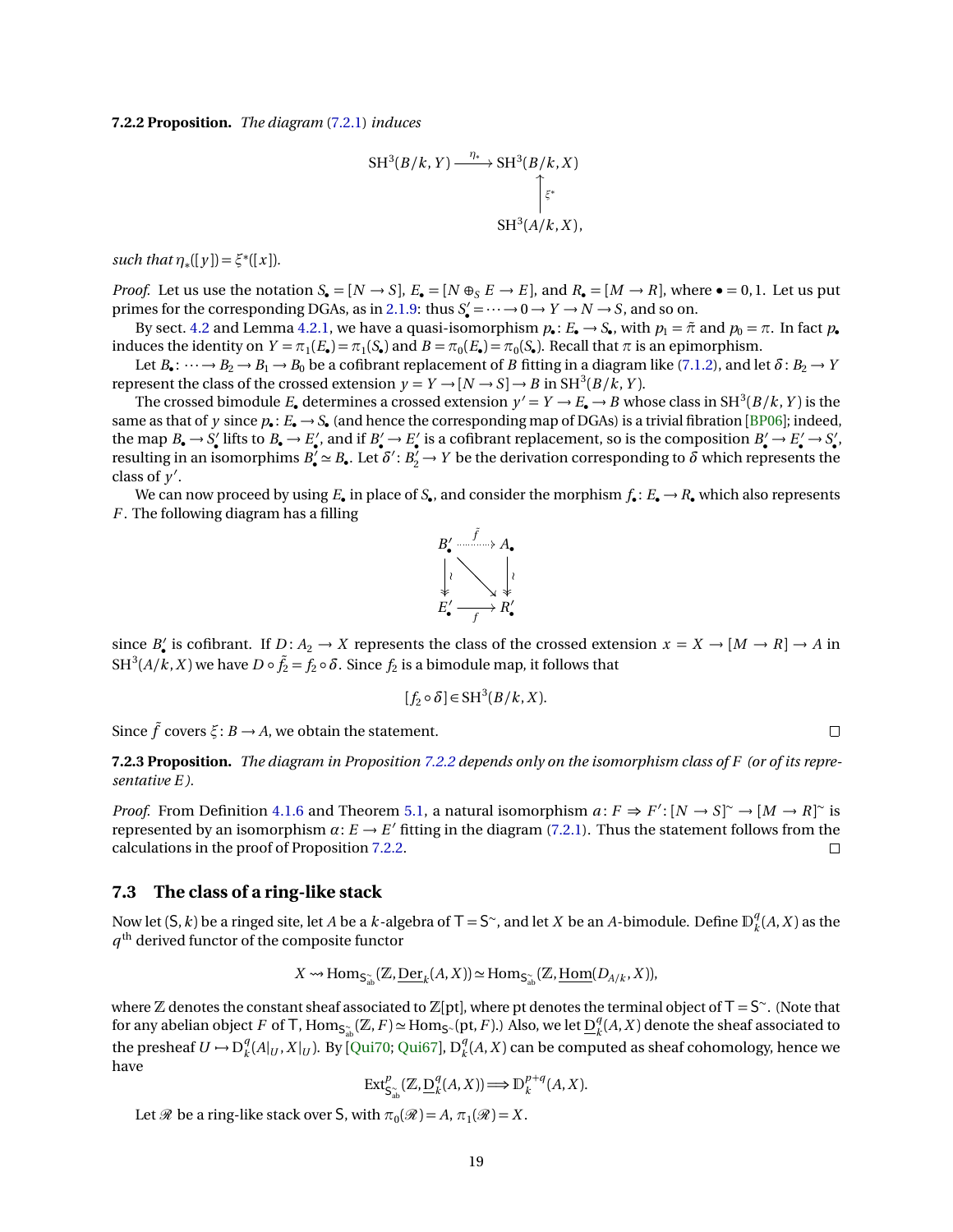**7.2.2 Proposition.** *The diagram* (7.2.1) *induces*

$$\begin{array}{ccc} \mathrm{SH}^3(B/k,Y) & \xrightarrow{\eta_*} & \mathrm{SH}^3(B/k,X) \\ & & \uparrow{\scriptstyle \xi^*} \\ & & \mathrm{SH}^3(A/k,X), \end{array}$$

*such that* $\eta_*([y]) = \xi^*([x])$.

*Proof.* Let us use the notation $S_\bullet = [N \to S]$, $E_\bullet = [N \oplus_S E \to E]$, and $R_\bullet = [M \to R]$, where $\bullet = 0, 1$. Let us put primes for the corresponding DGAs, as in 2.1.9: thus $S'_\bullet = \dots \to 0 \to Y \to N \to S$, and so on.

By sect. 4.2 and Lemma 4.2.1, we have a quasi-isomorphism $p_\bullet \colon E_\bullet \to S_\bullet$, with $p_1 = \tilde{\pi}$ and $p_0 = \pi$. In fact $p_\bullet$ induces the identity on $Y = \pi_1(E_\bullet) = \pi_1(S_\bullet)$ and $B = \pi_0(E_\bullet) = \pi_0(S_\bullet)$. Recall that $\pi$ is an epimorphism.

Let $B_\bullet \colon \dots \to B_2 \to B_1 \to B_0$ be a cofibrant replacement of $B$ fitting in a diagram like (7.1.2), and let $\delta \colon B_2 \to Y$ represent the class of the crossed extension $y = Y \to [N \to S] \to B$ in $\mathrm{SH}^3(B/k,Y)$.

The crossed bimodule $E_\bullet$ determines a crossed extension $y' = Y \to E_\bullet \to B$ whose class in $\mathrm{SH}^3(B/k,Y)$ is the same as that of $y$ since $p_\bullet \colon E_\bullet \to S_\bullet$ (and hence the corresponding map of DGAs) is a trivial fibration [BP06]; indeed, the map $B_\bullet \to S'_\bullet$ lifts to $B_\bullet \to E'_\bullet$, and if $B'_\bullet \to E'_\bullet$ is a cofibrant replacement, so is the composition $B'_\bullet \to E'_\bullet \to S'_\bullet$, resulting in an isomorphims $B'_\bullet \simeq B_\bullet$. Let $\delta' \colon B'_2 \to Y$ be the derivation corresponding to $\delta$ which represents the class of $y'$.

We can now proceed by using $E_\bullet$ in place of $S_\bullet$, and consider the morphism $f_\bullet \colon E_\bullet \to R_\bullet$ which also represents $F$. The following diagram has a filling

$$\begin{array}{ccc} B'_\bullet & \overset{\tilde{f}}{\dashrightarrow} & A_\bullet \\ \downarrow \wr & \searrow & \downarrow \wr \\ E'_\bullet & \xrightarrow[f]{} & R'_\bullet \end{array}$$

since $B'_\bullet$ is cofibrant. If $D \colon A_2 \to X$ represents the class of the crossed extension $x = X \to [M \to R] \to A$ in $\mathrm{SH}^3(A/k,X)$ we have $D \circ \tilde{f}_2 = f_2 \circ \delta$. Since $f_2$ is a bimodule map, it follows that

$$[f_2 \circ \delta] \in \mathrm{SH}^3(B/k,X).$$

Since $\tilde{f}$ covers $\xi \colon B \to A$, we obtain the statement. □

**7.2.3 Proposition.** *The diagram in Proposition 7.2.2 depends only on the isomorphism class of $F$ (or of its representative $E$).*

*Proof.* From Definition 4.1.6 and Theorem 5.1, a natural isomorphism $a \colon F \Rightarrow F' \colon [N \to S]^\sim \to [M \to R]^\sim$ is represented by an isomorphism $\alpha \colon E \to E'$ fitting in the diagram (7.2.1). Thus the statement follows from the calculations in the proof of Proposition 7.2.2. □

## 7.3 The class of a ring-like stack

Now let $(\mathsf{S}, k)$ be a ringed site, let $A$ be a $k$-algebra of $\mathsf{T} = \mathsf{S}^\sim$, and let $X$ be an $A$-bimodule. Define $\mathbb{D}^q_k(A,X)$ as the $q^{\text{th}}$ derived functor of the composite functor

$$X \rightsquigarrow \mathrm{Hom}_{\mathsf{S}^\sim_{\mathrm{ab}}}(\mathbb{Z}, \underline{\mathrm{Der}}_k(A,X)) \simeq \mathrm{Hom}_{\mathsf{S}^\sim_{\mathrm{ab}}}(\mathbb{Z}, \underline{\mathrm{Hom}}(D_{A/k}, X)),$$

where $\mathbb{Z}$ denotes the constant sheaf associated to $\mathbb{Z}[\mathrm{pt}]$, where pt denotes the terminal object of $\mathsf{T} = \mathsf{S}^\sim$. (Note that for any abelian object $F$ of $\mathsf{T}$, $\mathrm{Hom}_{\mathsf{S}^\sim_{\mathrm{ab}}}(\mathbb{Z}, F) \simeq \mathrm{Hom}_{\mathsf{S}^\sim}(\mathrm{pt}, F)$.) Also, we let $\underline{\mathrm{D}}^q_k(A,X)$ denote the sheaf associated to the presheaf $U \mapsto \mathrm{D}^q_k(A|_U, X|_U)$. By [Qui70; Qui67], $\mathrm{D}^q_k(A,X)$ can be computed as sheaf cohomology, hence we have

$$\mathrm{Ext}^p_{\mathsf{S}^\sim_{\mathrm{ab}}}(\mathbb{Z}, \underline{\mathrm{D}}^q_k(A,X)) \Longrightarrow \mathbb{D}^{p+q}_k(A,X).$$

Let $\mathscr{R}$ be a ring-like stack over $\mathsf{S}$, with $\pi_0(\mathscr{R}) = A$, $\pi_1(\mathscr{R}) = X$.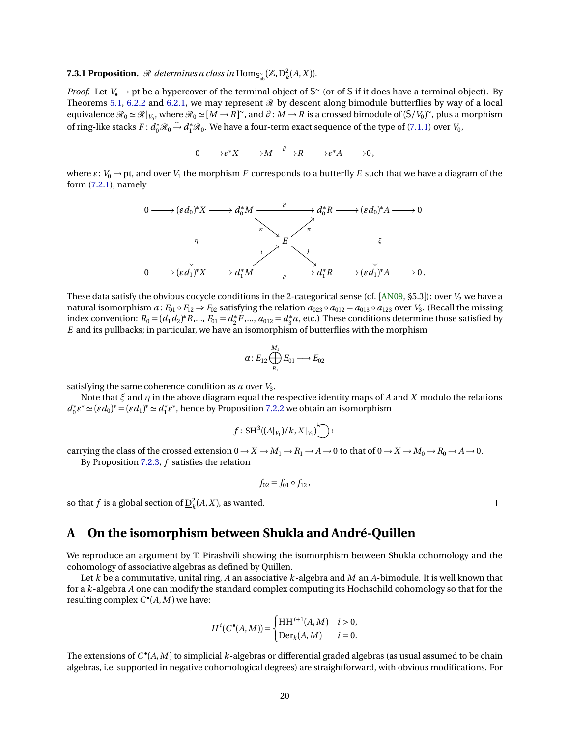**7.3.1 Proposition.** *$\mathscr{R}$ determines a class in* $\mathrm{Hom}_{\mathsf{S}^{\sim}_{\mathrm{ab}}}(\mathbb{Z}, \underline{\mathrm{D}}^2_k(A,X))$.

*Proof.* Let $V_\bullet \to \mathrm{pt}$ be a hypercover of the terminal object of $\mathsf{S}^{\sim}$ (or of $\mathsf{S}$ if it does have a terminal object). By Theorems 5.1, 6.2.2 and 6.2.1, we may represent $\mathscr{R}$ by descent along bimodule butterflies by way of a local equivalence $\mathscr{R}_0 \simeq \mathscr{R}|_{V_0}$, where $\mathscr{R}_0 \simeq [M \to R]^{\sim}$, and $\partial \colon M \to R$ is a crossed bimodule of $(\mathsf{S}/V_0)^{\sim}$, plus a morphism of ring-like stacks $F \colon d_0^*\mathscr{R}_0 \xrightarrow{\sim} d_1^*\mathscr{R}_0$. We have a four-term exact sequence of the type of (7.1.1) over $V_0$,

$$0 \longrightarrow \varepsilon^* X \longrightarrow M \xrightarrow{\ \partial\ } R \longrightarrow \varepsilon^* A \longrightarrow 0\,,$$

where $\varepsilon \colon V_0 \to \mathrm{pt}$, and over $V_1$ the morphism $F$ corresponds to a butterfly $E$ such that we have a diagram of the form (7.2.1), namely

$$\begin{array}{ccccccccccc}
0 & \longrightarrow & (\varepsilon d_0)^* X & \longrightarrow & d_0^* M & \xrightarrow{\quad\partial\quad} & d_0^* R & \longrightarrow & (\varepsilon d_0)^* A & \longrightarrow & 0 \\
 & & \big\downarrow{\scriptstyle \eta} & & {\scriptstyle\kappa}\searrow & & \nearrow{\scriptstyle\pi} & & \big\downarrow{\scriptstyle \xi} & & \\
 & & & & & E & & & & & \\
 & & & & {\scriptstyle\imath}\nearrow & & \searrow{\scriptstyle\jmath} & & & & \\
0 & \longrightarrow & (\varepsilon d_1)^* X & \longrightarrow & d_1^* M & \xrightarrow[\quad\partial\quad]{} & d_1^* R & \longrightarrow & (\varepsilon d_1)^* A & \longrightarrow & 0\,.
\end{array}$$

These data satisfy the obvious cocycle conditions in the 2-categorical sense (cf. [AN09, §5.3]): over $V_2$ we have a natural isomorphism $a \colon F_{01} \circ F_{12} \Rightarrow F_{02}$ satisfying the relation $a_{023} \circ a_{012} = a_{013} \circ a_{123}$ over $V_3$. (Recall the missing index convention: $R_0 = (d_1 d_2)^* R, \dots, F_{01} = d_2^* F, \dots, a_{012} = d_3^* a$, etc.) These conditions determine those satisfied by $E$ and its pullbacks; in particular, we have an isomorphism of butterflies with the morphism

$$\alpha \colon E_{12} \bigoplus_{R_1}^{M_1} E_{01} \longrightarrow E_{02}$$

satisfying the same coherence condition as $a$ over $V_3$.

Note that $\xi$ and $\eta$ in the above diagram equal the respective identity maps of $A$ and $X$ modulo the relations $d_0^* \varepsilon^* \simeq (\varepsilon d_0)^* = (\varepsilon d_1)^* \simeq d_1^* \varepsilon^*$, hence by Proposition 7.2.2 we obtain an isomorphism

$$f \colon \mathrm{SH}^3((A|_{V_1})/k, X|_{V_1}) \circlearrowleft \wr$$

carrying the class of the crossed extension $0 \to X \to M_1 \to R_1 \to A \to 0$ to that of $0 \to X \to M_0 \to R_0 \to A \to 0$.

By Proposition 7.2.3, $f$ satisfies the relation

$$f_{02} = f_{01} \circ f_{12}\,,$$

so that $f$ is a global section of $\underline{\mathrm{D}}^2_k(A,X)$, as wanted. □

# A On the isomorphism between Shukla and André-Quillen

We reproduce an argument by T. Pirashvili showing the isomorphism between Shukla cohomology and the cohomology of associative algebras as defined by Quillen.

Let $k$ be a commutative, unital ring, $A$ an associative $k$-algebra and $M$ an $A$-bimodule. It is well known that for a $k$-algebra $A$ one can modify the standard complex computing its Hochschild cohomology so that for the resulting complex $C^\bullet(A,M)$ we have:

$$H^i(C^\bullet(A,M)) = \begin{cases} \mathrm{HH}^{i+1}(A,M) & i > 0, \\ \mathrm{Der}_k(A,M) & i = 0. \end{cases}$$

The extensions of $C^\bullet(A,M)$ to simplicial $k$-algebras or differential graded algebras (as usual assumed to be chain algebras, i.e. supported in negative cohomological degrees) are straightforward, with obvious modifications. For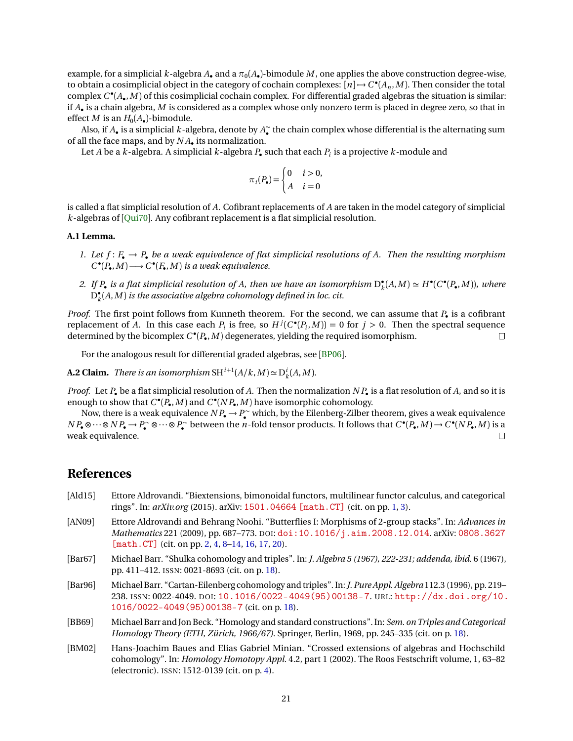example, for a simplicial $k$-algebra $A_\bullet$ and a $\pi_0(A_\bullet)$-bimodule $M$, one applies the above construction degree-wise, to obtain a cosimplicial object in the category of cochain complexes: $[n] \mapsto C^\bullet(A_n, M)$. Then consider the total complex $C^\bullet(A_\bullet, M)$ of this cosimplicial cochain complex. For differential graded algebras the situation is similar: if $A_\bullet$ is a chain algebra, $M$ is considered as a complex whose only nonzero term is placed in degree zero, so that in effect $M$ is an $H_0(A_\bullet)$-bimodule.

Also, if $A_\bullet$ is a simplicial $k$-algebra, denote by $A_\bullet^\sim$ the chain complex whose differential is the alternating sum of all the face maps, and by $NA_\bullet$ its normalization.

Let $A$ be a $k$-algebra. A simplicial $k$-algebra $P_\bullet$ such that each $P_i$ is a projective $k$-module and

$$\pi_i(P_\bullet) = \begin{cases} 0 & i > 0, \\ A & i = 0 \end{cases}$$

is called a flat simplicial resolution of $A$. Cofibrant replacements of $A$ are taken in the model category of simplicial $k$-algebras of [Qui70]. Any cofibrant replacement is a flat simplicial resolution.

**A.1 Lemma.**

1. *Let $f\colon F_\bullet \to P_\bullet$ be a weak equivalence of flat simplicial resolutions of $A$. Then the resulting morphism $C^\bullet(P_\bullet, M) \longrightarrow C^\bullet(F_\bullet, M)$ is a weak equivalence.*
2. *If $P_\bullet$ is a flat simplicial resolution of $A$, then we have an isomorphism $\mathrm{D}^\bullet_k(A, M) \simeq H^\bullet(C^\bullet(P_\bullet, M))$, where $\mathrm{D}^\bullet_k(A, M)$ is the associative algebra cohomology defined in loc. cit.*

*Proof.* The first point follows from Kunneth theorem. For the second, we can assume that $P_\bullet$ is a cofibrant replacement of $A$. In this case each $P_i$ is free, so $H^j(C^\bullet(P_i, M)) = 0$ for $j > 0$. Then the spectral sequence determined by the bicomplex $C^\bullet(P_\bullet, M)$ degenerates, yielding the required isomorphism. □

For the analogous result for differential graded algebras, see [BP06].

**A.2 Claim.** *There is an isomorphism $\mathrm{SH}^{i+1}(A/k, M) \simeq \mathrm{D}^i_k(A, M)$.*

*Proof.* Let $P_\bullet$ be a flat simplicial resolution of $A$. Then the normalization $NP_\bullet$ is a flat resolution of $A$, and so it is enough to show that $C^\bullet(P_\bullet, M)$ and $C^\bullet(NP_\bullet, M)$ have isomorphic cohomology.

Now, there is a weak equivalence $NP_\bullet \to P_\bullet^\sim$ which, by the Eilenberg-Zilber theorem, gives a weak equivalence $NP_\bullet \otimes \cdots \otimes NP_\bullet \to P_\bullet^\sim \otimes \cdots \otimes P_\bullet^\sim$ between the $n$-fold tensor products. It follows that $C^\bullet(P_\bullet, M) \to C^\bullet(NP_\bullet, M)$ is a weak equivalence. □

# References

[Ald15] Ettore Aldrovandi. "Biextensions, bimonoidal functors, multilinear functor calculus, and categorical rings". In: *arXiv.org* (2015). arXiv: 1501.04664 [math.CT] (cit. on pp. 1, 3).

[AN09] Ettore Aldrovandi and Behrang Noohi. "Butterflies I: Morphisms of 2-group stacks". In: *Advances in Mathematics* 221 (2009), pp. 687–773. DOI: doi:10.1016/j.aim.2008.12.014. arXiv: 0808.3627 [math.CT] (cit. on pp. 2, 4, 8–14, 16, 17, 20).

[Bar67] Michael Barr. "Shulka cohomology and triples". In: *J. Algebra 5 (1967), 222-231; addenda, ibid.* 6 (1967), pp. 411–412. ISSN: 0021-8693 (cit. on p. 18).

[Bar96] Michael Barr. "Cartan-Eilenberg cohomology and triples". In: *J. Pure Appl. Algebra* 112.3 (1996), pp. 219–238. ISSN: 0022-4049. DOI: 10.1016/0022-4049(95)00138-7. URL: http://dx.doi.org/10.1016/0022-4049(95)00138-7 (cit. on p. 18).

[BB69] Michael Barr and Jon Beck. "Homology and standard constructions". In: *Sem. on Triples and Categorical Homology Theory (ETH, Zürich, 1966/67)*. Springer, Berlin, 1969, pp. 245–335 (cit. on p. 18).

[BM02] Hans-Joachim Baues and Elias Gabriel Minian. "Crossed extensions of algebras and Hochschild cohomology". In: *Homology Homotopy Appl.* 4.2, part 1 (2002). The Roos Festschrift volume, 1, 63–82 (electronic). ISSN: 1512-0139 (cit. on p. 4).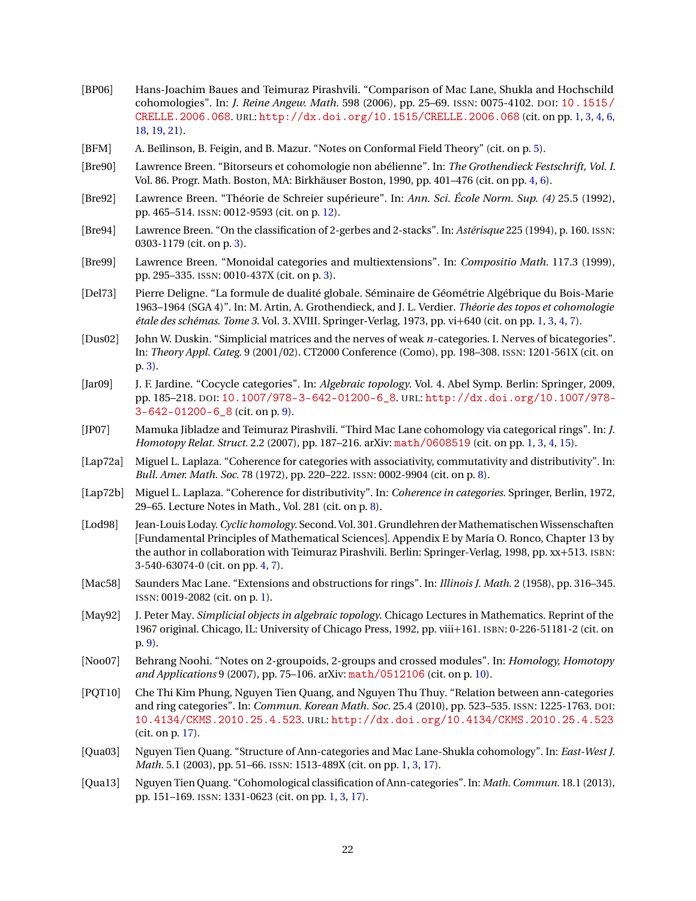- [BP06] Hans-Joachim Baues and Teimuraz Pirashvili. "Comparison of Mac Lane, Shukla and Hochschild cohomologies". In: *J. Reine Angew. Math.* 598 (2006), pp. 25–69. ISSN: 0075-4102. DOI: 10.1515/CRELLE.2006.068. URL: http://dx.doi.org/10.1515/CRELLE.2006.068 (cit. on pp. 1, 3, 4, 6, 18, 19, 21).
- [BFM] A. Beĭlinson, B. Feigin, and B. Mazur. "Notes on Conformal Field Theory" (cit. on p. 5).
- [Bre90] Lawrence Breen. "Bitorseurs et cohomologie non abélienne". In: *The Grothendieck Festschrift, Vol. I.* Vol. 86. Progr. Math. Boston, MA: Birkhäuser Boston, 1990, pp. 401–476 (cit. on pp. 4, 6).
- [Bre92] Lawrence Breen. "Théorie de Schreier supérieure". In: *Ann. Sci. École Norm. Sup. (4)* 25.5 (1992), pp. 465–514. ISSN: 0012-9593 (cit. on p. 12).
- [Bre94] Lawrence Breen. "On the classification of 2-gerbes and 2-stacks". In: *Astérisque* 225 (1994), p. 160. ISSN: 0303-1179 (cit. on p. 3).
- [Bre99] Lawrence Breen. "Monoidal categories and multiextensions". In: *Compositio Math.* 117.3 (1999), pp. 295–335. ISSN: 0010-437X (cit. on p. 3).
- [Del73] Pierre Deligne. "La formule de dualité globale. Séminaire de Géométrie Algébrique du Bois-Marie 1963–1964 (SGA 4)". In: M. Artin, A. Grothendieck, and J. L. Verdier. *Théorie des topos et cohomologie étale des schémas. Tome 3.* Vol. 3. XVIII. Springer-Verlag, 1973, pp. vi+640 (cit. on pp. 1, 3, 4, 7).
- [Dus02] John W. Duskin. "Simplicial matrices and the nerves of weak $n$-categories. I. Nerves of bicategories". In: *Theory Appl. Categ.* 9 (2001/02). CT2000 Conference (Como), pp. 198–308. ISSN: 1201-561X (cit. on p. 3).
- [Jar09] J. F. Jardine. "Cocycle categories". In: *Algebraic topology.* Vol. 4. Abel Symp. Berlin: Springer, 2009, pp. 185–218. DOI: 10.1007/978-3-642-01200-6_8. URL: http://dx.doi.org/10.1007/978-3-642-01200-6_8 (cit. on p. 9).
- [JP07] Mamuka Jibladze and Teimuraz Pirashvili. "Third Mac Lane cohomology via categorical rings". In: *J. Homotopy Relat. Struct.* 2.2 (2007), pp. 187–216. arXiv: math/0608519 (cit. on pp. 1, 3, 4, 15).
- [Lap72a] Miguel L. Laplaza. "Coherence for categories with associativity, commutativity and distributivity". In: *Bull. Amer. Math. Soc.* 78 (1972), pp. 220–222. ISSN: 0002-9904 (cit. on p. 8).
- [Lap72b] Miguel L. Laplaza. "Coherence for distributivity". In: *Coherence in categories.* Springer, Berlin, 1972, 29–65. Lecture Notes in Math., Vol. 281 (cit. on p. 8).
- [Lod98] Jean-Louis Loday. *Cyclic homology.* Second. Vol. 301. Grundlehren der Mathematischen Wissenschaften [Fundamental Principles of Mathematical Sciences]. Appendix E by María O. Ronco, Chapter 13 by the author in collaboration with Teimuraz Pirashvili. Berlin: Springer-Verlag, 1998, pp. xx+513. ISBN: 3-540-63074-0 (cit. on pp. 4, 7).
- [Mac58] Saunders Mac Lane. "Extensions and obstructions for rings". In: *Illinois J. Math.* 2 (1958), pp. 316–345. ISSN: 0019-2082 (cit. on p. 1).
- [May92] J. Peter May. *Simplicial objects in algebraic topology.* Chicago Lectures in Mathematics. Reprint of the 1967 original. Chicago, IL: University of Chicago Press, 1992, pp. viii+161. ISBN: 0-226-51181-2 (cit. on p. 9).
- [Noo07] Behrang Noohi. "Notes on 2-groupoids, 2-groups and crossed modules". In: *Homology, Homotopy and Applications* 9 (2007), pp. 75–106. arXiv: math/0512106 (cit. on p. 10).
- [PQT10] Che Thi Kim Phung, Nguyen Tien Quang, and Nguyen Thu Thuy. "Relation between ann-categories and ring categories". In: *Commun. Korean Math. Soc.* 25.4 (2010), pp. 523–535. ISSN: 1225-1763. DOI: 10.4134/CKMS.2010.25.4.523. URL: http://dx.doi.org/10.4134/CKMS.2010.25.4.523 (cit. on p. 17).
- [Qua03] Nguyen Tien Quang. "Structure of Ann-categories and Mac Lane-Shukla cohomology". In: *East-West J. Math.* 5.1 (2003), pp. 51–66. ISSN: 1513-489X (cit. on pp. 1, 3, 17).
- [Qua13] Nguyen Tien Quang. "Cohomological classification of Ann-categories". In: *Math. Commun.* 18.1 (2013), pp. 151–169. ISSN: 1331-0623 (cit. on pp. 1, 3, 17).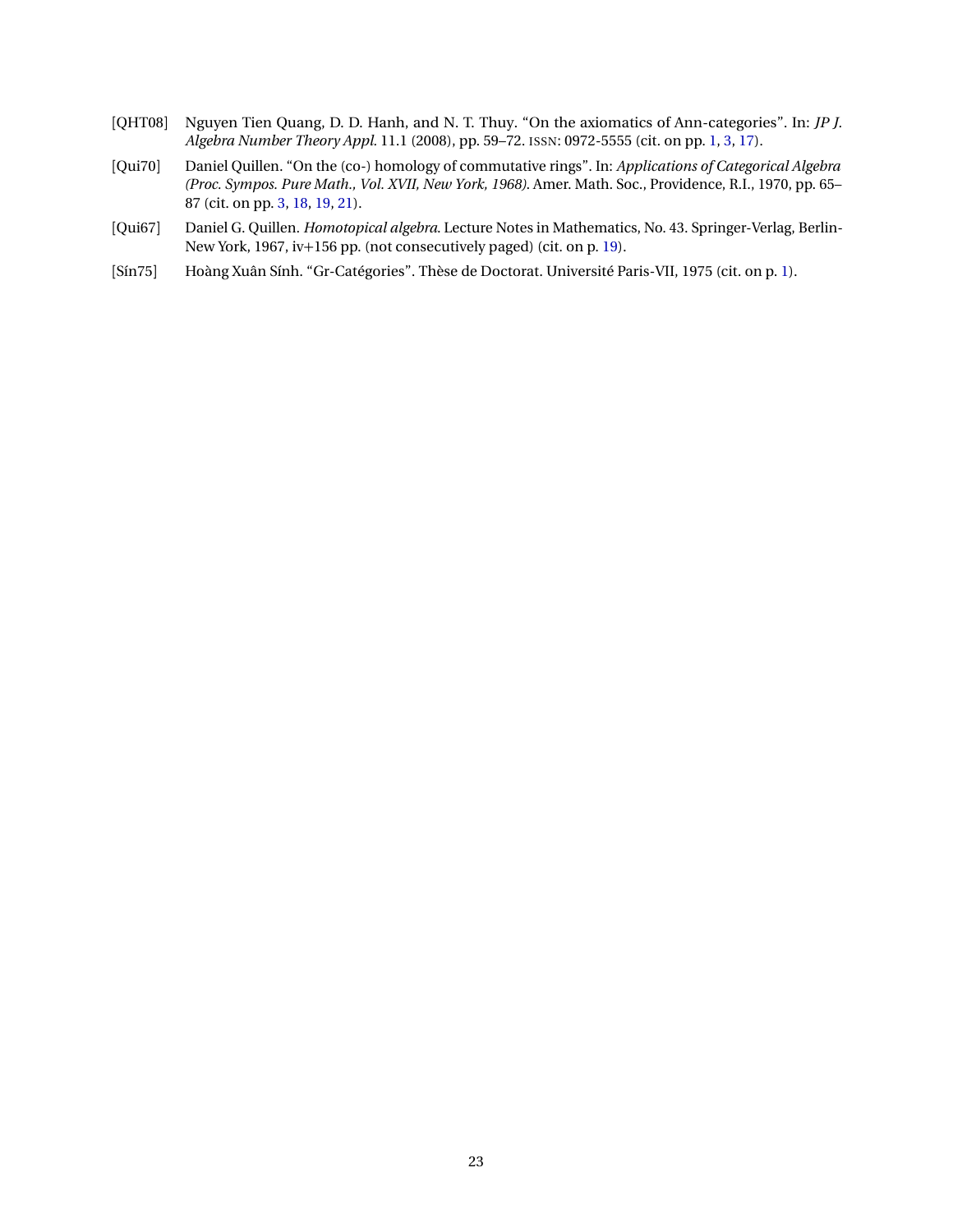[QHT08] Nguyen Tien Quang, D. D. Hanh, and N. T. Thuy. "On the axiomatics of Ann-categories". In: *JP J. Algebra Number Theory Appl.* 11.1 (2008), pp. 59–72. ISSN: 0972-5555 (cit. on pp. 1, 3, 17).

[Qui70] Daniel Quillen. "On the (co-) homology of commutative rings". In: *Applications of Categorical Algebra (Proc. Sympos. Pure Math., Vol. XVII, New York, 1968)*. Amer. Math. Soc., Providence, R.I., 1970, pp. 65–87 (cit. on pp. 3, 18, 19, 21).

[Qui67] Daniel G. Quillen. *Homotopical algebra*. Lecture Notes in Mathematics, No. 43. Springer-Verlag, Berlin-New York, 1967, iv+156 pp. (not consecutively paged) (cit. on p. 19).

[Sín75] Hoàng Xuân Sính. "Gr-Catégories". Thèse de Doctorat. Université Paris-VII, 1975 (cit. on p. 1).